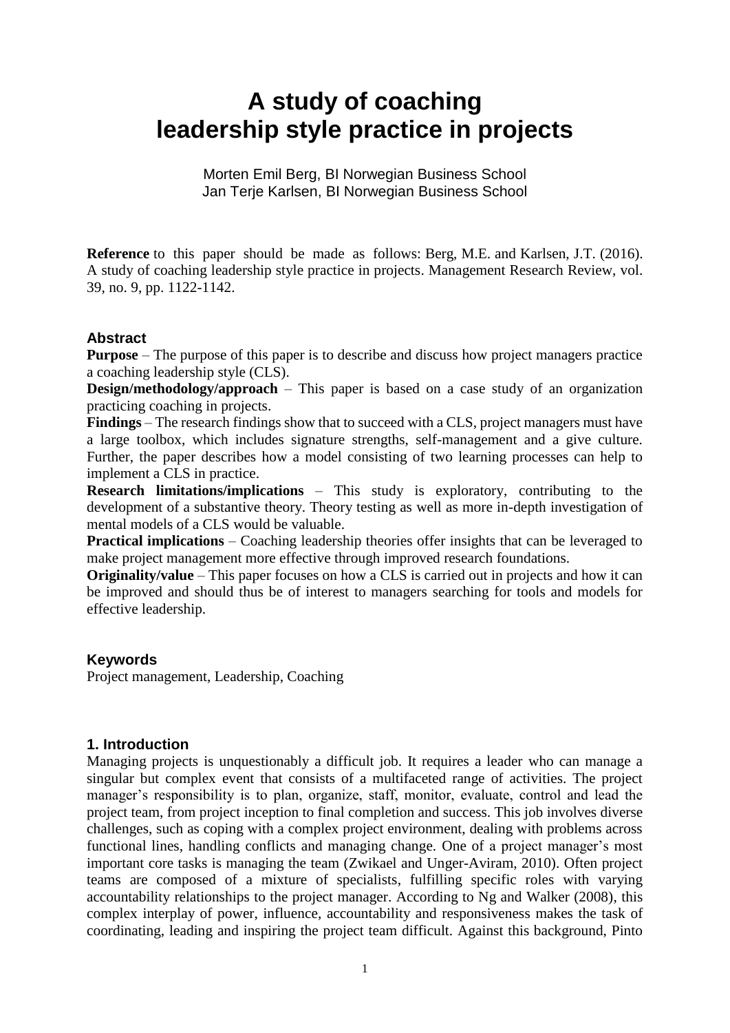# A study of coaching leadership style practice in projects

Morten Emil Berg, BI Norwegian Business School
Jan Terje Karlsen, BI Norwegian Business School

**Reference** to this paper should be made as follows: Berg, M.E. and Karlsen, J.T. (2016). A study of coaching leadership style practice in projects. Management Research Review, vol. 39, no. 9, pp. 1122-1142.

### Abstract

**Purpose** – The purpose of this paper is to describe and discuss how project managers practice a coaching leadership style (CLS).
**Design/methodology/approach** – This paper is based on a case study of an organization practicing coaching in projects.
**Findings** – The research findings show that to succeed with a CLS, project managers must have a large toolbox, which includes signature strengths, self-management and a give culture. Further, the paper describes how a model consisting of two learning processes can help to implement a CLS in practice.
**Research limitations/implications** – This study is exploratory, contributing to the development of a substantive theory. Theory testing as well as more in-depth investigation of mental models of a CLS would be valuable.
**Practical implications** – Coaching leadership theories offer insights that can be leveraged to make project management more effective through improved research foundations.
**Originality/value** – This paper focuses on how a CLS is carried out in projects and how it can be improved and should thus be of interest to managers searching for tools and models for effective leadership.

### Keywords

Project management, Leadership, Coaching

## 1. Introduction

Managing projects is unquestionably a difficult job. It requires a leader who can manage a singular but complex event that consists of a multifaceted range of activities. The project manager's responsibility is to plan, organize, staff, monitor, evaluate, control and lead the project team, from project inception to final completion and success. This job involves diverse challenges, such as coping with a complex project environment, dealing with problems across functional lines, handling conflicts and managing change. One of a project manager's most important core tasks is managing the team (Zwikael and Unger-Aviram, 2010). Often project teams are composed of a mixture of specialists, fulfilling specific roles with varying accountability relationships to the project manager. According to Ng and Walker (2008), this complex interplay of power, influence, accountability and responsiveness makes the task of coordinating, leading and inspiring the project team difficult. Against this background, Pinto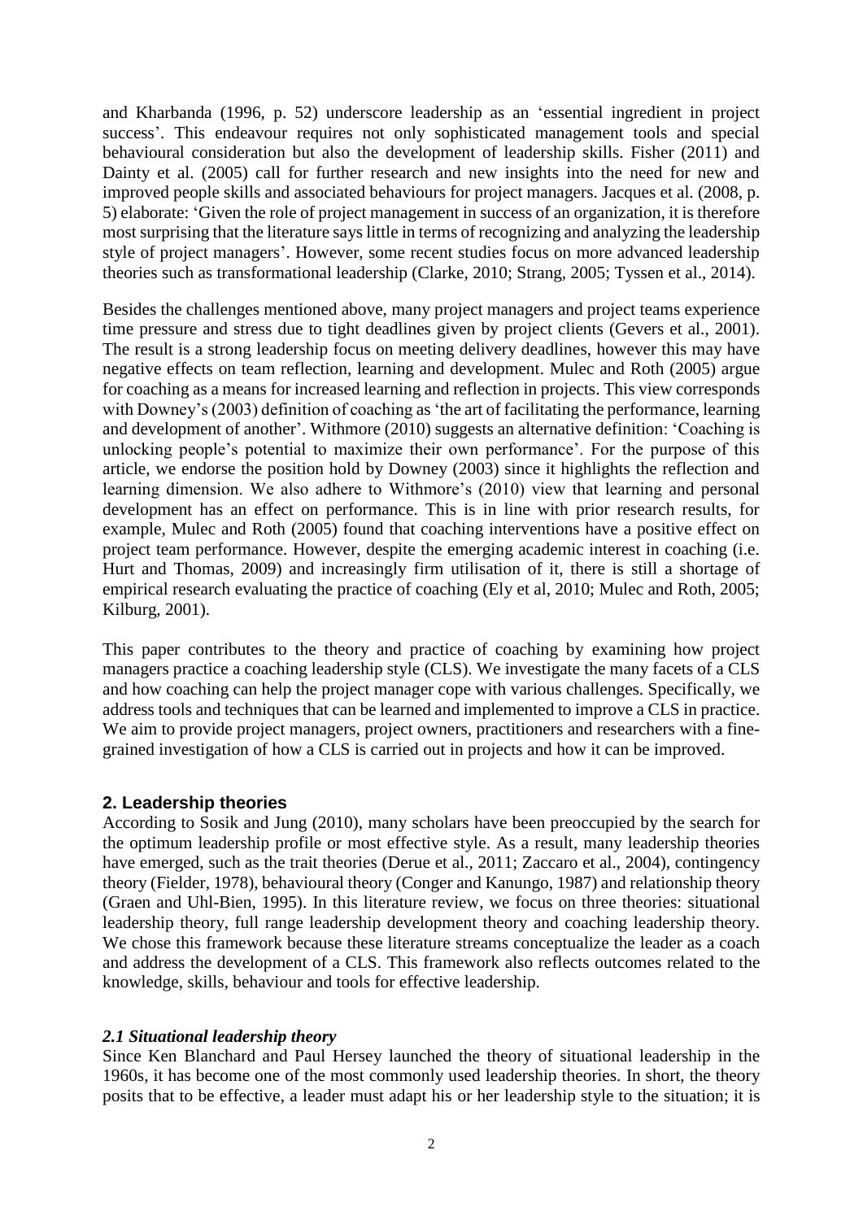and Kharbanda (1996, p. 52) underscore leadership as an 'essential ingredient in project success'. This endeavour requires not only sophisticated management tools and special behavioural consideration but also the development of leadership skills. Fisher (2011) and Dainty et al. (2005) call for further research and new insights into the need for new and improved people skills and associated behaviours for project managers. Jacques et al. (2008, p. 5) elaborate: 'Given the role of project management in success of an organization, it is therefore most surprising that the literature says little in terms of recognizing and analyzing the leadership style of project managers'. However, some recent studies focus on more advanced leadership theories such as transformational leadership (Clarke, 2010; Strang, 2005; Tyssen et al., 2014).

Besides the challenges mentioned above, many project managers and project teams experience time pressure and stress due to tight deadlines given by project clients (Gevers et al., 2001). The result is a strong leadership focus on meeting delivery deadlines, however this may have negative effects on team reflection, learning and development. Mulec and Roth (2005) argue for coaching as a means for increased learning and reflection in projects. This view corresponds with Downey's (2003) definition of coaching as 'the art of facilitating the performance, learning and development of another'. Withmore (2010) suggests an alternative definition: 'Coaching is unlocking people's potential to maximize their own performance'. For the purpose of this article, we endorse the position hold by Downey (2003) since it highlights the reflection and learning dimension. We also adhere to Withmore's (2010) view that learning and personal development has an effect on performance. This is in line with prior research results, for example, Mulec and Roth (2005) found that coaching interventions have a positive effect on project team performance. However, despite the emerging academic interest in coaching (i.e. Hurt and Thomas, 2009) and increasingly firm utilisation of it, there is still a shortage of empirical research evaluating the practice of coaching (Ely et al, 2010; Mulec and Roth, 2005; Kilburg, 2001).

This paper contributes to the theory and practice of coaching by examining how project managers practice a coaching leadership style (CLS). We investigate the many facets of a CLS and how coaching can help the project manager cope with various challenges. Specifically, we address tools and techniques that can be learned and implemented to improve a CLS in practice. We aim to provide project managers, project owners, practitioners and researchers with a fine-grained investigation of how a CLS is carried out in projects and how it can be improved.

## 2. Leadership theories

According to Sosik and Jung (2010), many scholars have been preoccupied by the search for the optimum leadership profile or most effective style. As a result, many leadership theories have emerged, such as the trait theories (Derue et al., 2011; Zaccaro et al., 2004), contingency theory (Fielder, 1978), behavioural theory (Conger and Kanungo, 1987) and relationship theory (Graen and Uhl-Bien, 1995). In this literature review, we focus on three theories: situational leadership theory, full range leadership development theory and coaching leadership theory. We chose this framework because these literature streams conceptualize the leader as a coach and address the development of a CLS. This framework also reflects outcomes related to the knowledge, skills, behaviour and tools for effective leadership.

### *2.1 Situational leadership theory*

Since Ken Blanchard and Paul Hersey launched the theory of situational leadership in the 1960s, it has become one of the most commonly used leadership theories. In short, the theory posits that to be effective, a leader must adapt his or her leadership style to the situation; it is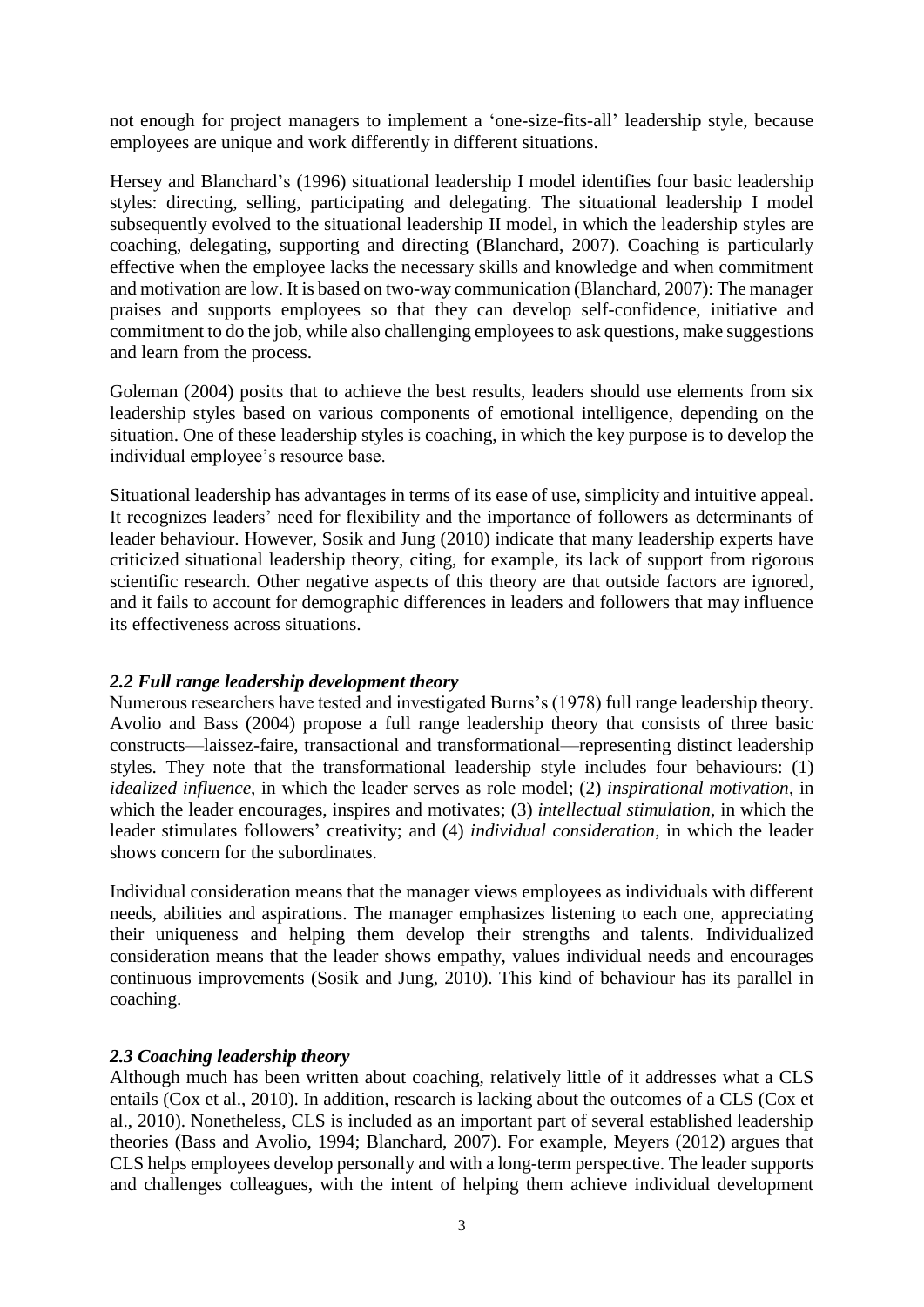not enough for project managers to implement a 'one-size-fits-all' leadership style, because employees are unique and work differently in different situations.

Hersey and Blanchard's (1996) situational leadership I model identifies four basic leadership styles: directing, selling, participating and delegating. The situational leadership I model subsequently evolved to the situational leadership II model, in which the leadership styles are coaching, delegating, supporting and directing (Blanchard, 2007). Coaching is particularly effective when the employee lacks the necessary skills and knowledge and when commitment and motivation are low. It is based on two-way communication (Blanchard, 2007): The manager praises and supports employees so that they can develop self-confidence, initiative and commitment to do the job, while also challenging employees to ask questions, make suggestions and learn from the process.

Goleman (2004) posits that to achieve the best results, leaders should use elements from six leadership styles based on various components of emotional intelligence, depending on the situation. One of these leadership styles is coaching, in which the key purpose is to develop the individual employee's resource base.

Situational leadership has advantages in terms of its ease of use, simplicity and intuitive appeal. It recognizes leaders' need for flexibility and the importance of followers as determinants of leader behaviour. However, Sosik and Jung (2010) indicate that many leadership experts have criticized situational leadership theory, citing, for example, its lack of support from rigorous scientific research. Other negative aspects of this theory are that outside factors are ignored, and it fails to account for demographic differences in leaders and followers that may influence its effectiveness across situations.

### *2.2 Full range leadership development theory*

Numerous researchers have tested and investigated Burns's (1978) full range leadership theory. Avolio and Bass (2004) propose a full range leadership theory that consists of three basic constructs—laissez-faire, transactional and transformational—representing distinct leadership styles. They note that the transformational leadership style includes four behaviours: (1) *idealized influence*, in which the leader serves as role model; (2) *inspirational motivation*, in which the leader encourages, inspires and motivates; (3) *intellectual stimulation*, in which the leader stimulates followers' creativity; and (4) *individual consideration*, in which the leader shows concern for the subordinates.

Individual consideration means that the manager views employees as individuals with different needs, abilities and aspirations. The manager emphasizes listening to each one, appreciating their uniqueness and helping them develop their strengths and talents. Individualized consideration means that the leader shows empathy, values individual needs and encourages continuous improvements (Sosik and Jung, 2010). This kind of behaviour has its parallel in coaching.

### *2.3 Coaching leadership theory*

Although much has been written about coaching, relatively little of it addresses what a CLS entails (Cox et al., 2010). In addition, research is lacking about the outcomes of a CLS (Cox et al., 2010). Nonetheless, CLS is included as an important part of several established leadership theories (Bass and Avolio, 1994; Blanchard, 2007). For example, Meyers (2012) argues that CLS helps employees develop personally and with a long-term perspective. The leader supports and challenges colleagues, with the intent of helping them achieve individual development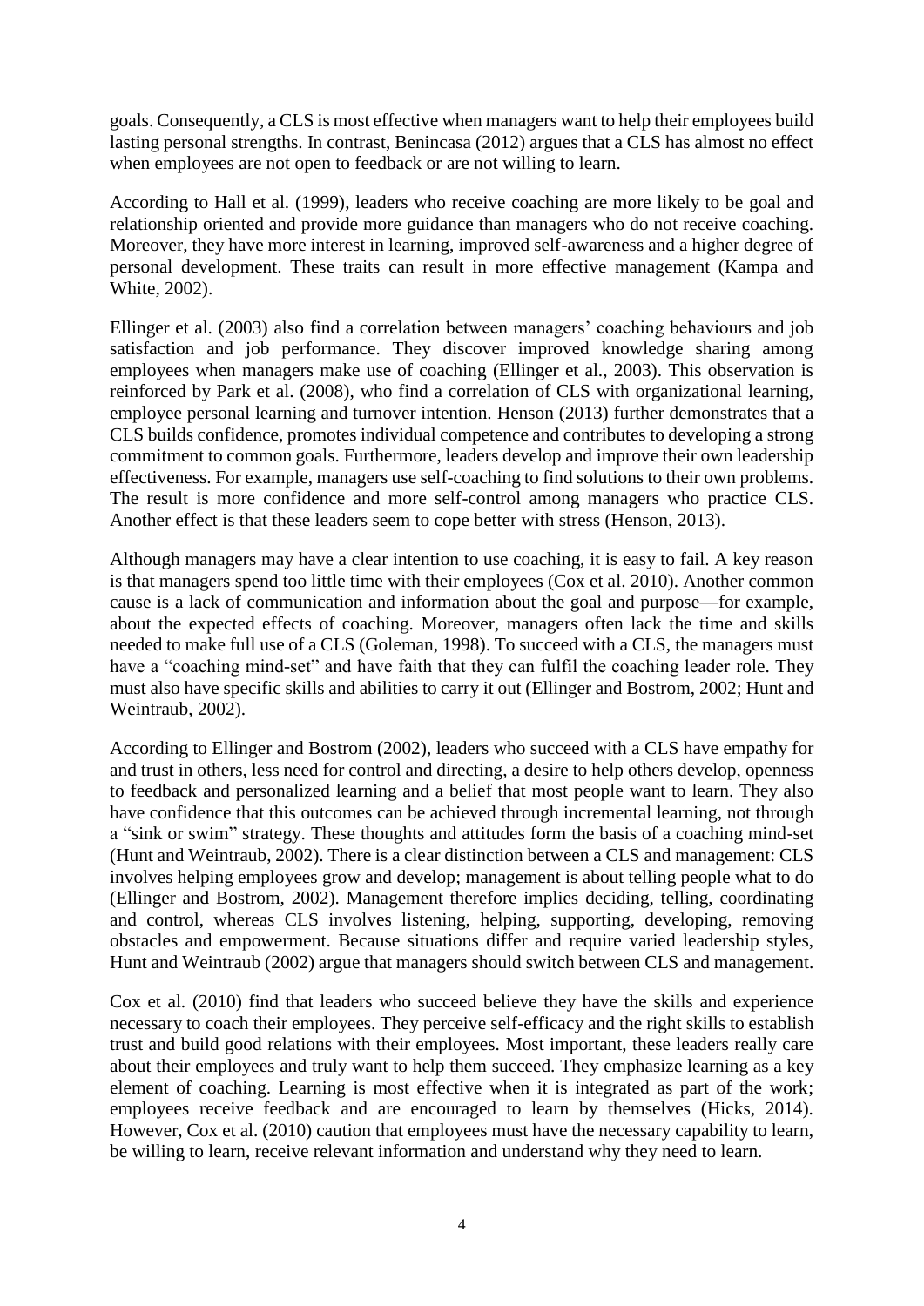goals. Consequently, a CLS is most effective when managers want to help their employees build lasting personal strengths. In contrast, Benincasa (2012) argues that a CLS has almost no effect when employees are not open to feedback or are not willing to learn.

According to Hall et al. (1999), leaders who receive coaching are more likely to be goal and relationship oriented and provide more guidance than managers who do not receive coaching. Moreover, they have more interest in learning, improved self-awareness and a higher degree of personal development. These traits can result in more effective management (Kampa and White, 2002).

Ellinger et al. (2003) also find a correlation between managers' coaching behaviours and job satisfaction and job performance. They discover improved knowledge sharing among employees when managers make use of coaching (Ellinger et al., 2003). This observation is reinforced by Park et al. (2008), who find a correlation of CLS with organizational learning, employee personal learning and turnover intention. Henson (2013) further demonstrates that a CLS builds confidence, promotes individual competence and contributes to developing a strong commitment to common goals. Furthermore, leaders develop and improve their own leadership effectiveness. For example, managers use self-coaching to find solutions to their own problems. The result is more confidence and more self-control among managers who practice CLS. Another effect is that these leaders seem to cope better with stress (Henson, 2013).

Although managers may have a clear intention to use coaching, it is easy to fail. A key reason is that managers spend too little time with their employees (Cox et al. 2010). Another common cause is a lack of communication and information about the goal and purpose—for example, about the expected effects of coaching. Moreover, managers often lack the time and skills needed to make full use of a CLS (Goleman, 1998). To succeed with a CLS, the managers must have a "coaching mind-set" and have faith that they can fulfil the coaching leader role. They must also have specific skills and abilities to carry it out (Ellinger and Bostrom, 2002; Hunt and Weintraub, 2002).

According to Ellinger and Bostrom (2002), leaders who succeed with a CLS have empathy for and trust in others, less need for control and directing, a desire to help others develop, openness to feedback and personalized learning and a belief that most people want to learn. They also have confidence that this outcomes can be achieved through incremental learning, not through a "sink or swim" strategy. These thoughts and attitudes form the basis of a coaching mind-set (Hunt and Weintraub, 2002). There is a clear distinction between a CLS and management: CLS involves helping employees grow and develop; management is about telling people what to do (Ellinger and Bostrom, 2002). Management therefore implies deciding, telling, coordinating and control, whereas CLS involves listening, helping, supporting, developing, removing obstacles and empowerment. Because situations differ and require varied leadership styles, Hunt and Weintraub (2002) argue that managers should switch between CLS and management.

Cox et al. (2010) find that leaders who succeed believe they have the skills and experience necessary to coach their employees. They perceive self-efficacy and the right skills to establish trust and build good relations with their employees. Most important, these leaders really care about their employees and truly want to help them succeed. They emphasize learning as a key element of coaching. Learning is most effective when it is integrated as part of the work; employees receive feedback and are encouraged to learn by themselves (Hicks, 2014). However, Cox et al. (2010) caution that employees must have the necessary capability to learn, be willing to learn, receive relevant information and understand why they need to learn.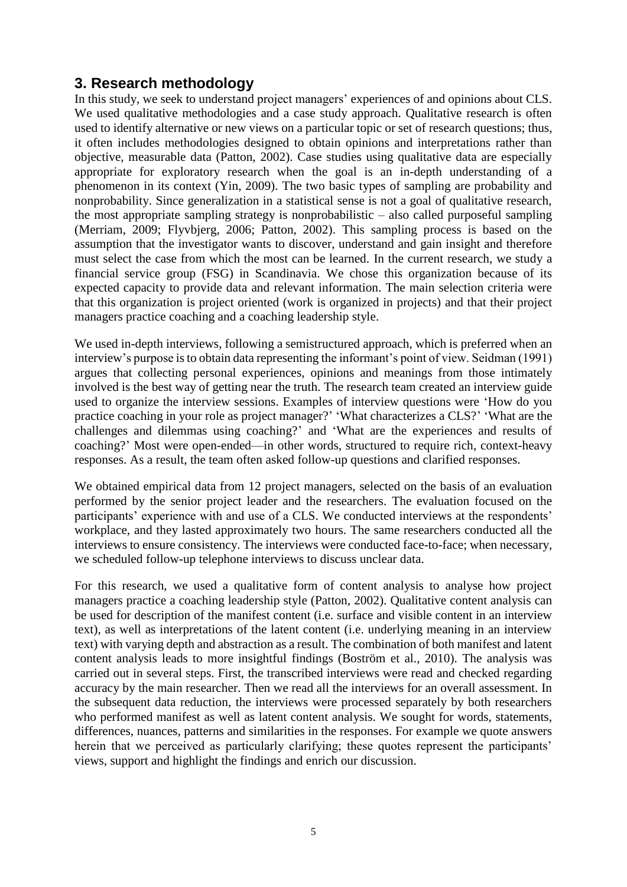## 3. Research methodology

In this study, we seek to understand project managers' experiences of and opinions about CLS. We used qualitative methodologies and a case study approach. Qualitative research is often used to identify alternative or new views on a particular topic or set of research questions; thus, it often includes methodologies designed to obtain opinions and interpretations rather than objective, measurable data (Patton, 2002). Case studies using qualitative data are especially appropriate for exploratory research when the goal is an in-depth understanding of a phenomenon in its context (Yin, 2009). The two basic types of sampling are probability and nonprobability. Since generalization in a statistical sense is not a goal of qualitative research, the most appropriate sampling strategy is nonprobabilistic – also called purposeful sampling (Merriam, 2009; Flyvbjerg, 2006; Patton, 2002). This sampling process is based on the assumption that the investigator wants to discover, understand and gain insight and therefore must select the case from which the most can be learned. In the current research, we study a financial service group (FSG) in Scandinavia. We chose this organization because of its expected capacity to provide data and relevant information. The main selection criteria were that this organization is project oriented (work is organized in projects) and that their project managers practice coaching and a coaching leadership style.

We used in-depth interviews, following a semistructured approach, which is preferred when an interview's purpose is to obtain data representing the informant's point of view. Seidman (1991) argues that collecting personal experiences, opinions and meanings from those intimately involved is the best way of getting near the truth. The research team created an interview guide used to organize the interview sessions. Examples of interview questions were 'How do you practice coaching in your role as project manager?' 'What characterizes a CLS?' 'What are the challenges and dilemmas using coaching?' and 'What are the experiences and results of coaching?' Most were open-ended—in other words, structured to require rich, context-heavy responses. As a result, the team often asked follow-up questions and clarified responses.

We obtained empirical data from 12 project managers, selected on the basis of an evaluation performed by the senior project leader and the researchers. The evaluation focused on the participants' experience with and use of a CLS. We conducted interviews at the respondents' workplace, and they lasted approximately two hours. The same researchers conducted all the interviews to ensure consistency. The interviews were conducted face-to-face; when necessary, we scheduled follow-up telephone interviews to discuss unclear data.

For this research, we used a qualitative form of content analysis to analyse how project managers practice a coaching leadership style (Patton, 2002). Qualitative content analysis can be used for description of the manifest content (i.e. surface and visible content in an interview text), as well as interpretations of the latent content (i.e. underlying meaning in an interview text) with varying depth and abstraction as a result. The combination of both manifest and latent content analysis leads to more insightful findings (Boström et al., 2010). The analysis was carried out in several steps. First, the transcribed interviews were read and checked regarding accuracy by the main researcher. Then we read all the interviews for an overall assessment. In the subsequent data reduction, the interviews were processed separately by both researchers who performed manifest as well as latent content analysis. We sought for words, statements, differences, nuances, patterns and similarities in the responses. For example we quote answers herein that we perceived as particularly clarifying; these quotes represent the participants' views, support and highlight the findings and enrich our discussion.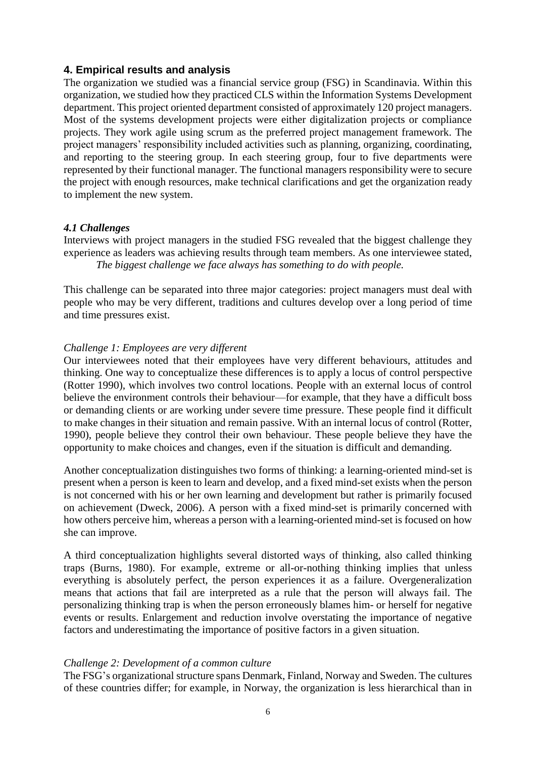## 4. Empirical results and analysis

The organization we studied was a financial service group (FSG) in Scandinavia. Within this organization, we studied how they practiced CLS within the Information Systems Development department. This project oriented department consisted of approximately 120 project managers. Most of the systems development projects were either digitalization projects or compliance projects. They work agile using scrum as the preferred project management framework. The project managers' responsibility included activities such as planning, organizing, coordinating, and reporting to the steering group. In each steering group, four to five departments were represented by their functional manager. The functional managers responsibility were to secure the project with enough resources, make technical clarifications and get the organization ready to implement the new system.

### *4.1 Challenges*

Interviews with project managers in the studied FSG revealed that the biggest challenge they experience as leaders was achieving results through team members. As one interviewee stated,

> *The biggest challenge we face always has something to do with people.*

This challenge can be separated into three major categories: project managers must deal with people who may be very different, traditions and cultures develop over a long period of time and time pressures exist.

*Challenge 1: Employees are very different*

Our interviewees noted that their employees have very different behaviours, attitudes and thinking. One way to conceptualize these differences is to apply a locus of control perspective (Rotter 1990), which involves two control locations. People with an external locus of control believe the environment controls their behaviour—for example, that they have a difficult boss or demanding clients or are working under severe time pressure. These people find it difficult to make changes in their situation and remain passive. With an internal locus of control (Rotter, 1990), people believe they control their own behaviour. These people believe they have the opportunity to make choices and changes, even if the situation is difficult and demanding.

Another conceptualization distinguishes two forms of thinking: a learning-oriented mind-set is present when a person is keen to learn and develop, and a fixed mind-set exists when the person is not concerned with his or her own learning and development but rather is primarily focused on achievement (Dweck, 2006). A person with a fixed mind-set is primarily concerned with how others perceive him, whereas a person with a learning-oriented mind-set is focused on how she can improve.

A third conceptualization highlights several distorted ways of thinking, also called thinking traps (Burns, 1980). For example, extreme or all-or-nothing thinking implies that unless everything is absolutely perfect, the person experiences it as a failure. Overgeneralization means that actions that fail are interpreted as a rule that the person will always fail. The personalizing thinking trap is when the person erroneously blames him- or herself for negative events or results. Enlargement and reduction involve overstating the importance of negative factors and underestimating the importance of positive factors in a given situation.

*Challenge 2: Development of a common culture*

The FSG's organizational structure spans Denmark, Finland, Norway and Sweden. The cultures of these countries differ; for example, in Norway, the organization is less hierarchical than in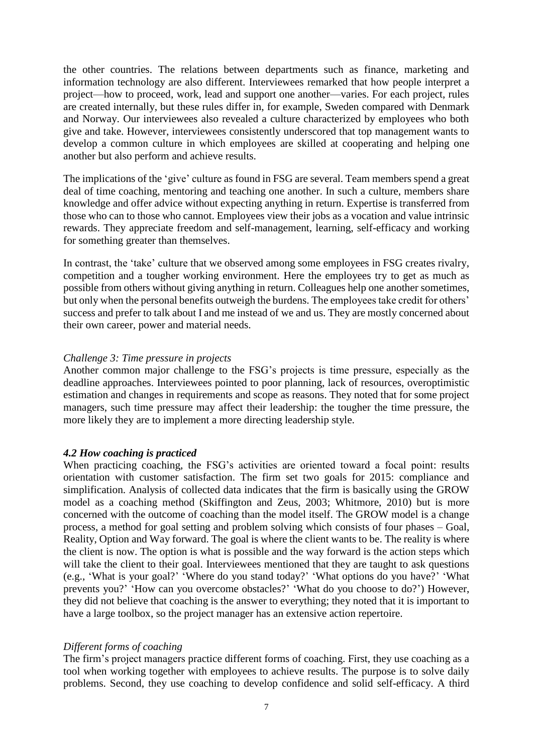the other countries. The relations between departments such as finance, marketing and information technology are also different. Interviewees remarked that how people interpret a project—how to proceed, work, lead and support one another—varies. For each project, rules are created internally, but these rules differ in, for example, Sweden compared with Denmark and Norway. Our interviewees also revealed a culture characterized by employees who both give and take. However, interviewees consistently underscored that top management wants to develop a common culture in which employees are skilled at cooperating and helping one another but also perform and achieve results.

The implications of the 'give' culture as found in FSG are several. Team members spend a great deal of time coaching, mentoring and teaching one another. In such a culture, members share knowledge and offer advice without expecting anything in return. Expertise is transferred from those who can to those who cannot. Employees view their jobs as a vocation and value intrinsic rewards. They appreciate freedom and self-management, learning, self-efficacy and working for something greater than themselves.

In contrast, the 'take' culture that we observed among some employees in FSG creates rivalry, competition and a tougher working environment. Here the employees try to get as much as possible from others without giving anything in return. Colleagues help one another sometimes, but only when the personal benefits outweigh the burdens. The employees take credit for others' success and prefer to talk about I and me instead of we and us. They are mostly concerned about their own career, power and material needs.

*Challenge 3: Time pressure in projects*

Another common major challenge to the FSG's projects is time pressure, especially as the deadline approaches. Interviewees pointed to poor planning, lack of resources, overoptimistic estimation and changes in requirements and scope as reasons. They noted that for some project managers, such time pressure may affect their leadership: the tougher the time pressure, the more likely they are to implement a more directing leadership style.

### *4.2 How coaching is practiced*

When practicing coaching, the FSG's activities are oriented toward a focal point: results orientation with customer satisfaction. The firm set two goals for 2015: compliance and simplification. Analysis of collected data indicates that the firm is basically using the GROW model as a coaching method (Skiffington and Zeus, 2003; Whitmore, 2010) but is more concerned with the outcome of coaching than the model itself. The GROW model is a change process, a method for goal setting and problem solving which consists of four phases – Goal, Reality, Option and Way forward. The goal is where the client wants to be. The reality is where the client is now. The option is what is possible and the way forward is the action steps which will take the client to their goal. Interviewees mentioned that they are taught to ask questions (e.g., 'What is your goal?' 'Where do you stand today?' 'What options do you have?' 'What prevents you?' 'How can you overcome obstacles?' 'What do you choose to do?') However, they did not believe that coaching is the answer to everything; they noted that it is important to have a large toolbox, so the project manager has an extensive action repertoire.

*Different forms of coaching*

The firm's project managers practice different forms of coaching. First, they use coaching as a tool when working together with employees to achieve results. The purpose is to solve daily problems. Second, they use coaching to develop confidence and solid self-efficacy. A third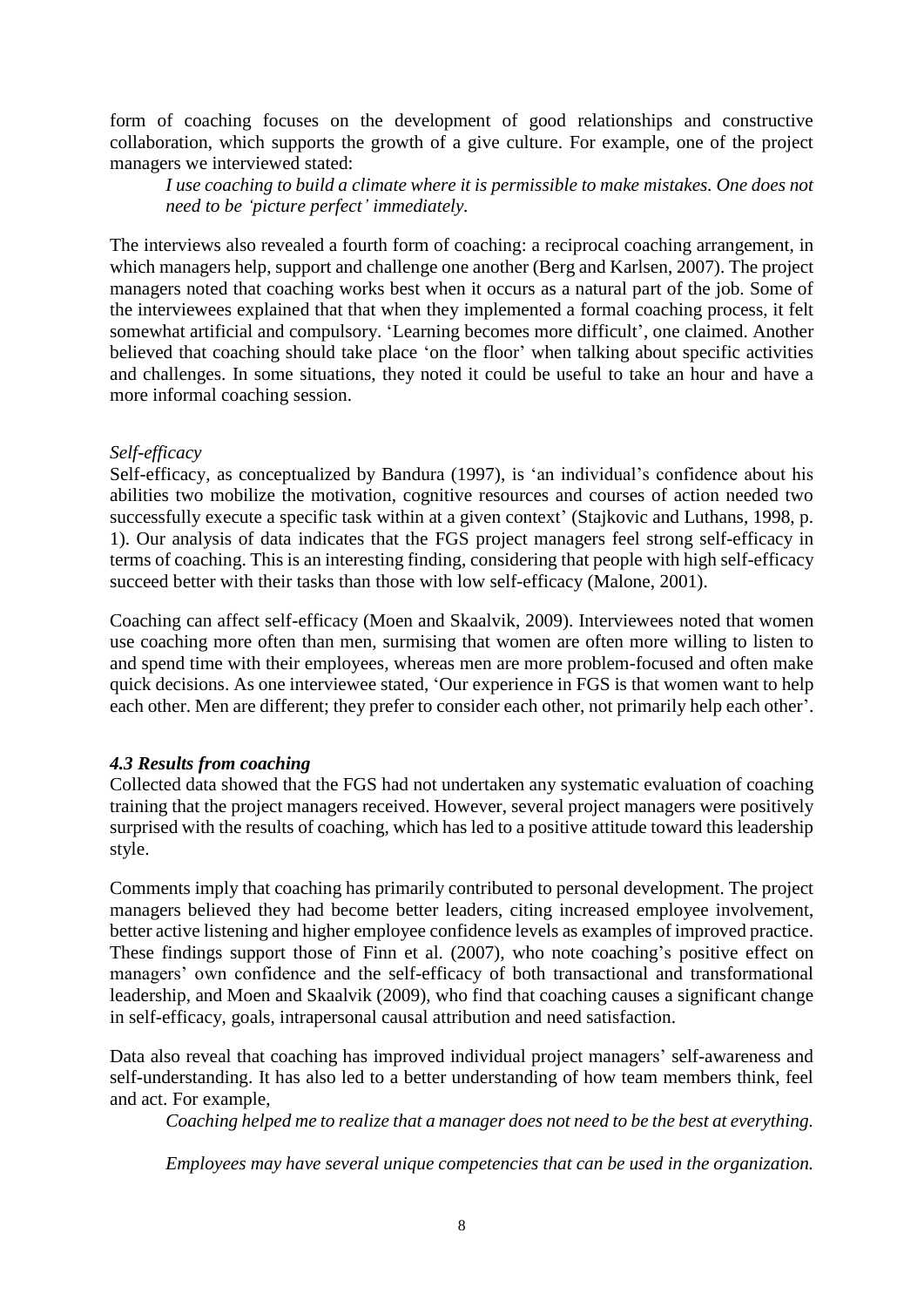form of coaching focuses on the development of good relationships and constructive collaboration, which supports the growth of a give culture. For example, one of the project managers we interviewed stated:

> *I use coaching to build a climate where it is permissible to make mistakes. One does not need to be 'picture perfect' immediately.*

The interviews also revealed a fourth form of coaching: a reciprocal coaching arrangement, in which managers help, support and challenge one another (Berg and Karlsen, 2007). The project managers noted that coaching works best when it occurs as a natural part of the job. Some of the interviewees explained that that when they implemented a formal coaching process, it felt somewhat artificial and compulsory. 'Learning becomes more difficult', one claimed. Another believed that coaching should take place 'on the floor' when talking about specific activities and challenges. In some situations, they noted it could be useful to take an hour and have a more informal coaching session.

*Self-efficacy*

Self-efficacy, as conceptualized by Bandura (1997), is 'an individual's confidence about his abilities two mobilize the motivation, cognitive resources and courses of action needed two successfully execute a specific task within at a given context' (Stajkovic and Luthans, 1998, p. 1). Our analysis of data indicates that the FGS project managers feel strong self-efficacy in terms of coaching. This is an interesting finding, considering that people with high self-efficacy succeed better with their tasks than those with low self-efficacy (Malone, 2001).

Coaching can affect self-efficacy (Moen and Skaalvik, 2009). Interviewees noted that women use coaching more often than men, surmising that women are often more willing to listen to and spend time with their employees, whereas men are more problem-focused and often make quick decisions. As one interviewee stated, 'Our experience in FGS is that women want to help each other. Men are different; they prefer to consider each other, not primarily help each other'.

### *4.3 Results from coaching*

Collected data showed that the FGS had not undertaken any systematic evaluation of coaching training that the project managers received. However, several project managers were positively surprised with the results of coaching, which has led to a positive attitude toward this leadership style.

Comments imply that coaching has primarily contributed to personal development. The project managers believed they had become better leaders, citing increased employee involvement, better active listening and higher employee confidence levels as examples of improved practice. These findings support those of Finn et al. (2007), who note coaching's positive effect on managers' own confidence and the self-efficacy of both transactional and transformational leadership, and Moen and Skaalvik (2009), who find that coaching causes a significant change in self-efficacy, goals, intrapersonal causal attribution and need satisfaction.

Data also reveal that coaching has improved individual project managers' self-awareness and self-understanding. It has also led to a better understanding of how team members think, feel and act. For example,

> *Coaching helped me to realize that a manager does not need to be the best at everything.*
>
> *Employees may have several unique competencies that can be used in the organization.*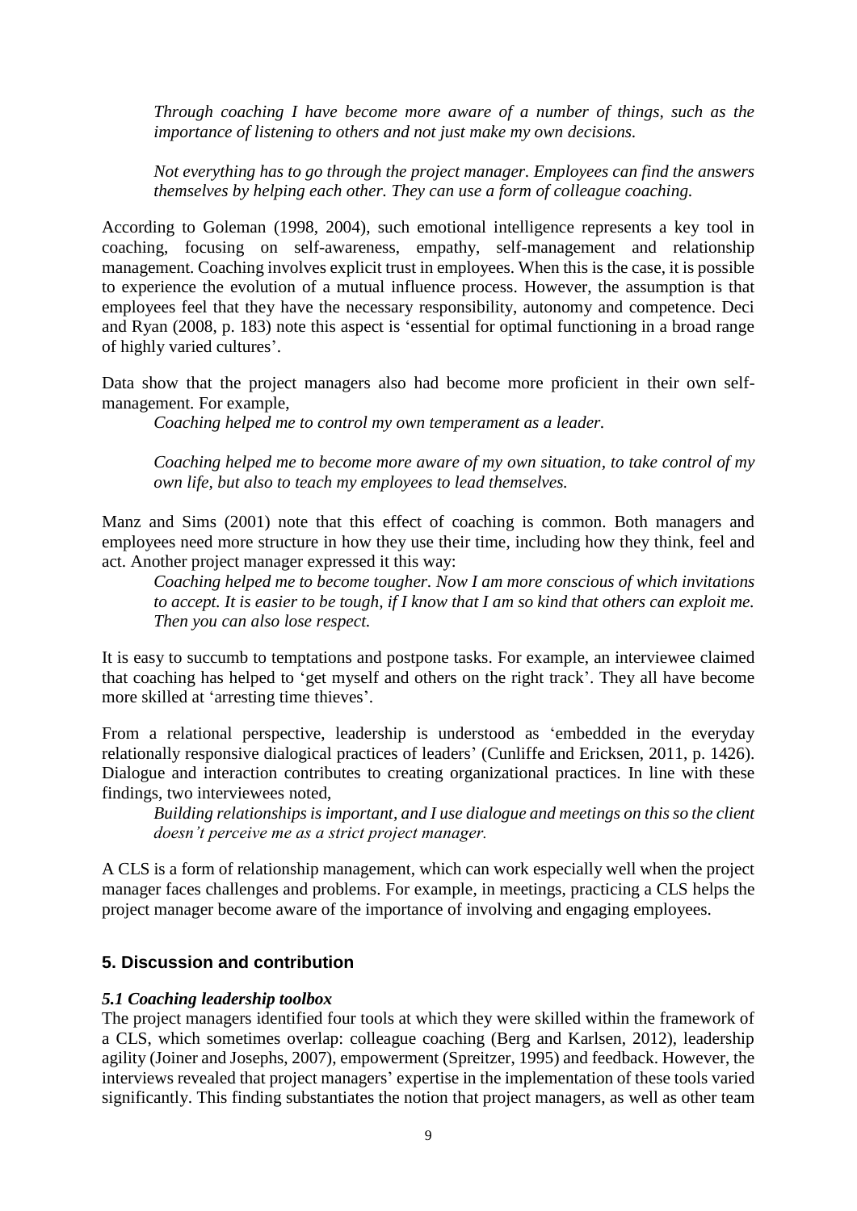*Through coaching I have become more aware of a number of things, such as the importance of listening to others and not just make my own decisions.*

*Not everything has to go through the project manager. Employees can find the answers themselves by helping each other. They can use a form of colleague coaching.*

According to Goleman (1998, 2004), such emotional intelligence represents a key tool in coaching, focusing on self-awareness, empathy, self-management and relationship management. Coaching involves explicit trust in employees. When this is the case, it is possible to experience the evolution of a mutual influence process. However, the assumption is that employees feel that they have the necessary responsibility, autonomy and competence. Deci and Ryan (2008, p. 183) note this aspect is 'essential for optimal functioning in a broad range of highly varied cultures'.

Data show that the project managers also had become more proficient in their own self-management. For example,

*Coaching helped me to control my own temperament as a leader.*

*Coaching helped me to become more aware of my own situation, to take control of my own life, but also to teach my employees to lead themselves.*

Manz and Sims (2001) note that this effect of coaching is common. Both managers and employees need more structure in how they use their time, including how they think, feel and act. Another project manager expressed it this way:

*Coaching helped me to become tougher. Now I am more conscious of which invitations to accept. It is easier to be tough, if I know that I am so kind that others can exploit me. Then you can also lose respect.*

It is easy to succumb to temptations and postpone tasks. For example, an interviewee claimed that coaching has helped to 'get myself and others on the right track'. They all have become more skilled at 'arresting time thieves'.

From a relational perspective, leadership is understood as 'embedded in the everyday relationally responsive dialogical practices of leaders' (Cunliffe and Ericksen, 2011, p. 1426). Dialogue and interaction contributes to creating organizational practices. In line with these findings, two interviewees noted,

*Building relationships is important, and I use dialogue and meetings on this so the client doesn't perceive me as a strict project manager.*

A CLS is a form of relationship management, which can work especially well when the project manager faces challenges and problems. For example, in meetings, practicing a CLS helps the project manager become aware of the importance of involving and engaging employees.

## 5. Discussion and contribution

### *5.1 Coaching leadership toolbox*

The project managers identified four tools at which they were skilled within the framework of a CLS, which sometimes overlap: colleague coaching (Berg and Karlsen, 2012), leadership agility (Joiner and Josephs, 2007), empowerment (Spreitzer, 1995) and feedback. However, the interviews revealed that project managers' expertise in the implementation of these tools varied significantly. This finding substantiates the notion that project managers, as well as other team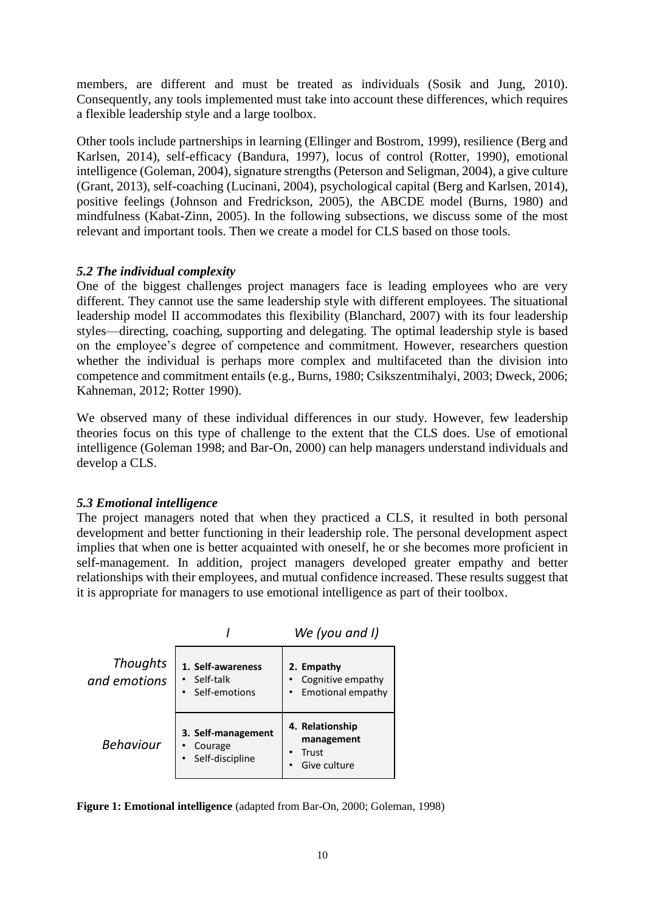members, are different and must be treated as individuals (Sosik and Jung, 2010). Consequently, any tools implemented must take into account these differences, which requires a flexible leadership style and a large toolbox.

Other tools include partnerships in learning (Ellinger and Bostrom, 1999), resilience (Berg and Karlsen, 2014), self-efficacy (Bandura, 1997), locus of control (Rotter, 1990), emotional intelligence (Goleman, 2004), signature strengths (Peterson and Seligman, 2004), a give culture (Grant, 2013), self-coaching (Lucinani, 2004), psychological capital (Berg and Karlsen, 2014), positive feelings (Johnson and Fredrickson, 2005), the ABCDE model (Burns, 1980) and mindfulness (Kabat-Zinn, 2005). In the following subsections, we discuss some of the most relevant and important tools. Then we create a model for CLS based on those tools.

### *5.2 The individual complexity*

One of the biggest challenges project managers face is leading employees who are very different. They cannot use the same leadership style with different employees. The situational leadership model II accommodates this flexibility (Blanchard, 2007) with its four leadership styles—directing, coaching, supporting and delegating. The optimal leadership style is based on the employee's degree of competence and commitment. However, researchers question whether the individual is perhaps more complex and multifaceted than the division into competence and commitment entails (e.g., Burns, 1980; Csikszentmihalyi, 2003; Dweck, 2006; Kahneman, 2012; Rotter 1990).

We observed many of these individual differences in our study. However, few leadership theories focus on this type of challenge to the extent that the CLS does. Use of emotional intelligence (Goleman 1998; and Bar-On, 2000) can help managers understand individuals and develop a CLS.

### *5.3 Emotional intelligence*

The project managers noted that when they practiced a CLS, it resulted in both personal development and better functioning in their leadership role. The personal development aspect implies that when one is better acquainted with oneself, he or she becomes more proficient in self-management. In addition, project managers developed greater empathy and better relationships with their employees, and mutual confidence increased. These results suggest that it is appropriate for managers to use emotional intelligence as part of their toolbox.

| | *I* | *We (you and I)* |
|---|---|---|
| *Thoughts and emotions* | **1. Self-awareness**<br>• Self-talk<br>• Self-emotions | **2. Empathy**<br>• Cognitive empathy<br>• Emotional empathy |
| *Behaviour* | **3. Self-management**<br>• Courage<br>• Self-discipline | **4. Relationship management**<br>• Trust<br>• Give culture |

**Figure 1: Emotional intelligence** (adapted from Bar-On, 2000; Goleman, 1998)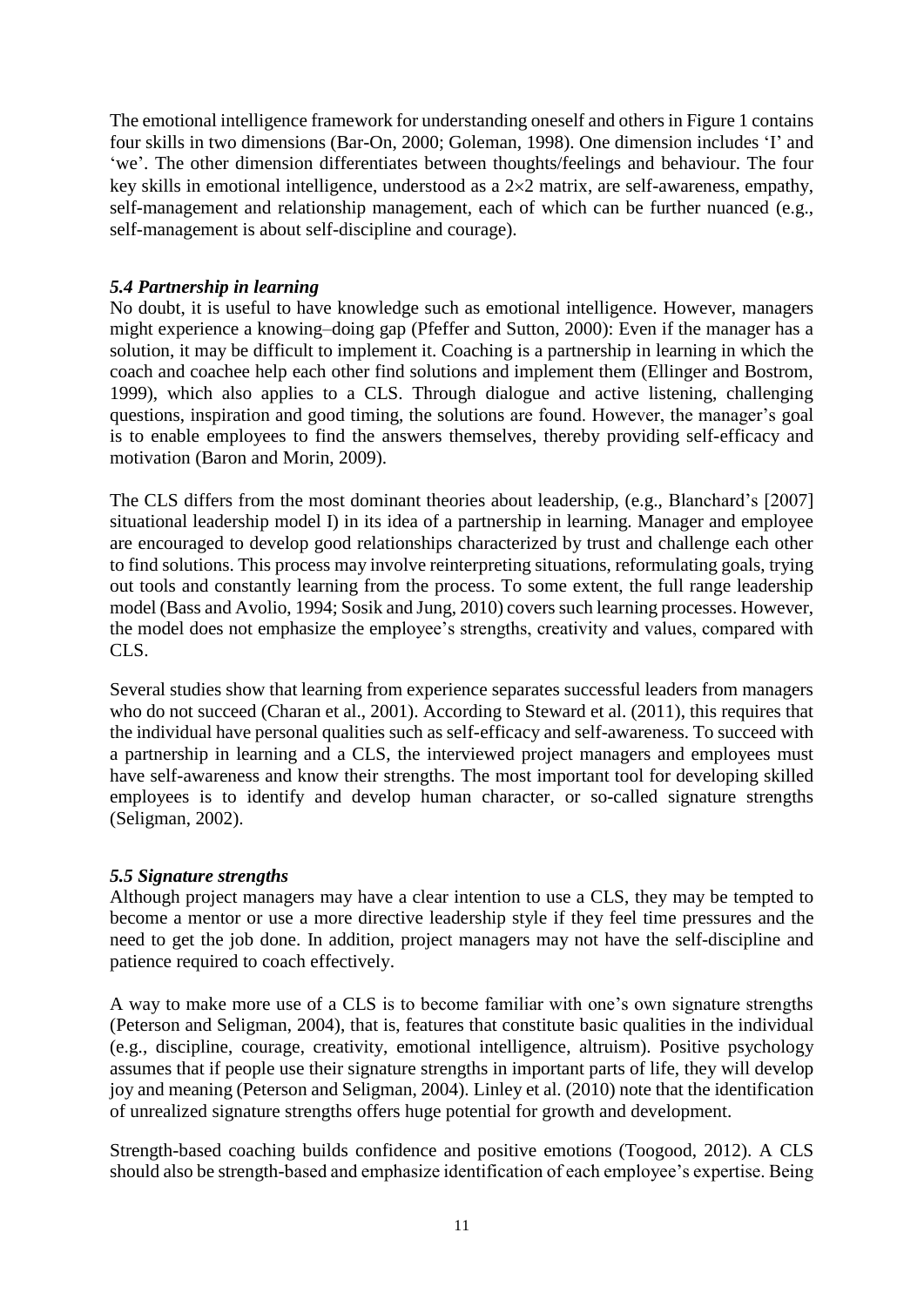The emotional intelligence framework for understanding oneself and others in Figure 1 contains four skills in two dimensions (Bar-On, 2000; Goleman, 1998). One dimension includes 'I' and 'we'. The other dimension differentiates between thoughts/feelings and behaviour. The four key skills in emotional intelligence, understood as a $2 \times 2$ matrix, are self-awareness, empathy, self-management and relationship management, each of which can be further nuanced (e.g., self-management is about self-discipline and courage).

### *5.4 Partnership in learning*

No doubt, it is useful to have knowledge such as emotional intelligence. However, managers might experience a knowing–doing gap (Pfeffer and Sutton, 2000): Even if the manager has a solution, it may be difficult to implement it. Coaching is a partnership in learning in which the coach and coachee help each other find solutions and implement them (Ellinger and Bostrom, 1999), which also applies to a CLS. Through dialogue and active listening, challenging questions, inspiration and good timing, the solutions are found. However, the manager's goal is to enable employees to find the answers themselves, thereby providing self-efficacy and motivation (Baron and Morin, 2009).

The CLS differs from the most dominant theories about leadership, (e.g., Blanchard's [2007] situational leadership model I) in its idea of a partnership in learning. Manager and employee are encouraged to develop good relationships characterized by trust and challenge each other to find solutions. This process may involve reinterpreting situations, reformulating goals, trying out tools and constantly learning from the process. To some extent, the full range leadership model (Bass and Avolio, 1994; Sosik and Jung, 2010) covers such learning processes. However, the model does not emphasize the employee's strengths, creativity and values, compared with CLS.

Several studies show that learning from experience separates successful leaders from managers who do not succeed (Charan et al., 2001). According to Steward et al. (2011), this requires that the individual have personal qualities such as self-efficacy and self-awareness. To succeed with a partnership in learning and a CLS, the interviewed project managers and employees must have self-awareness and know their strengths. The most important tool for developing skilled employees is to identify and develop human character, or so-called signature strengths (Seligman, 2002).

### *5.5 Signature strengths*

Although project managers may have a clear intention to use a CLS, they may be tempted to become a mentor or use a more directive leadership style if they feel time pressures and the need to get the job done. In addition, project managers may not have the self-discipline and patience required to coach effectively.

A way to make more use of a CLS is to become familiar with one's own signature strengths (Peterson and Seligman, 2004), that is, features that constitute basic qualities in the individual (e.g., discipline, courage, creativity, emotional intelligence, altruism). Positive psychology assumes that if people use their signature strengths in important parts of life, they will develop joy and meaning (Peterson and Seligman, 2004). Linley et al. (2010) note that the identification of unrealized signature strengths offers huge potential for growth and development.

Strength-based coaching builds confidence and positive emotions (Toogood, 2012). A CLS should also be strength-based and emphasize identification of each employee's expertise. Being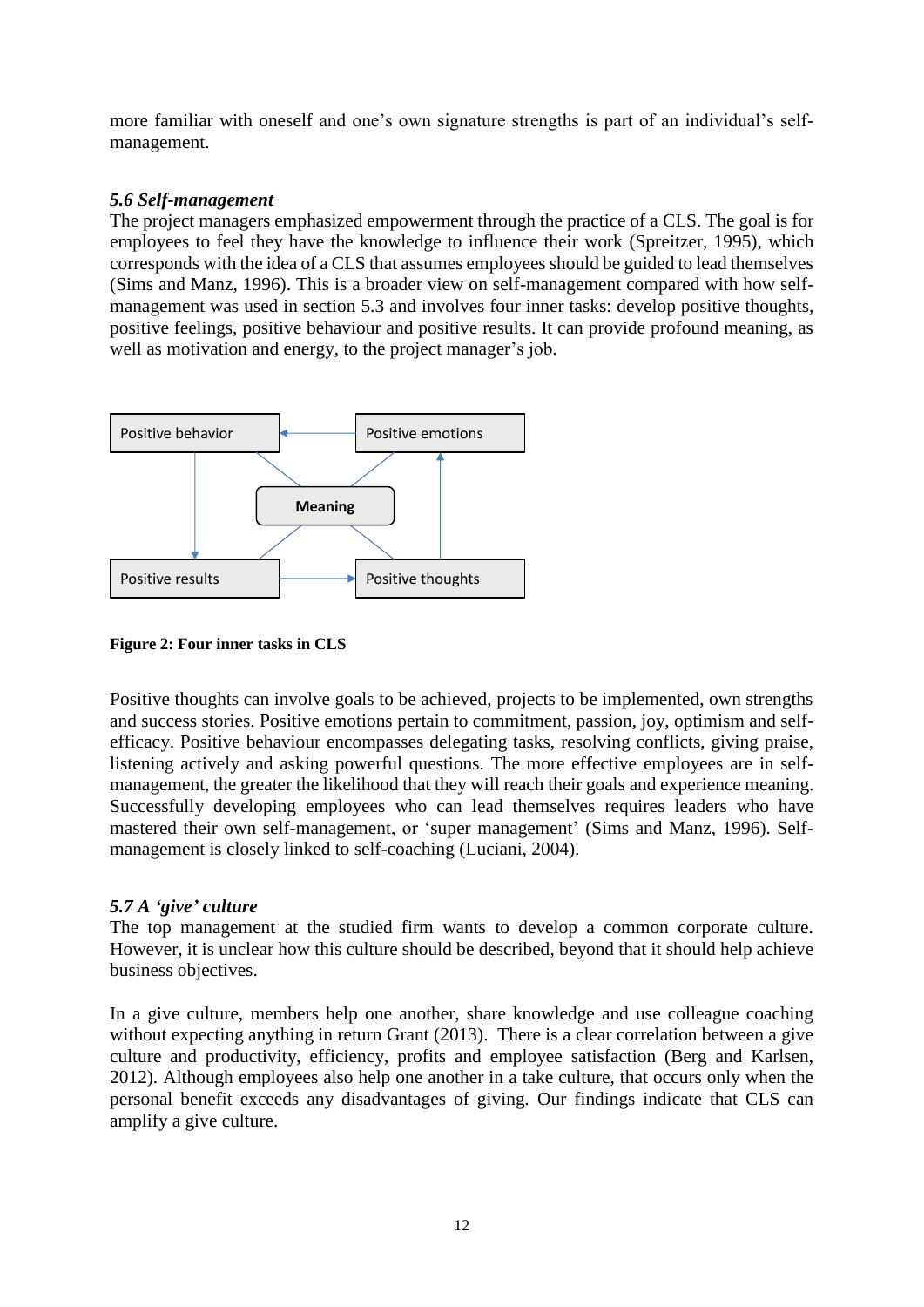more familiar with oneself and one's own signature strengths is part of an individual's self-management.

### *5.6 Self-management*

The project managers emphasized empowerment through the practice of a CLS. The goal is for employees to feel they have the knowledge to influence their work (Spreitzer, 1995), which corresponds with the idea of a CLS that assumes employees should be guided to lead themselves (Sims and Manz, 1996). This is a broader view on self-management compared with how self-management was used in section 5.3 and involves four inner tasks: develop positive thoughts, positive feelings, positive behaviour and positive results. It can provide profound meaning, as well as motivation and energy, to the project manager's job.

Positive behavior | Positive emotions | Meaning | Positive results | Positive thoughts

**Figure 2: Four inner tasks in CLS**

Positive thoughts can involve goals to be achieved, projects to be implemented, own strengths and success stories. Positive emotions pertain to commitment, passion, joy, optimism and self-efficacy. Positive behaviour encompasses delegating tasks, resolving conflicts, giving praise, listening actively and asking powerful questions. The more effective employees are in self-management, the greater the likelihood that they will reach their goals and experience meaning. Successfully developing employees who can lead themselves requires leaders who have mastered their own self-management, or 'super management' (Sims and Manz, 1996). Self-management is closely linked to self-coaching (Luciani, 2004).

### *5.7 A 'give' culture*

The top management at the studied firm wants to develop a common corporate culture. However, it is unclear how this culture should be described, beyond that it should help achieve business objectives.

In a give culture, members help one another, share knowledge and use colleague coaching without expecting anything in return Grant (2013). There is a clear correlation between a give culture and productivity, efficiency, profits and employee satisfaction (Berg and Karlsen, 2012). Although employees also help one another in a take culture, that occurs only when the personal benefit exceeds any disadvantages of giving. Our findings indicate that CLS can amplify a give culture.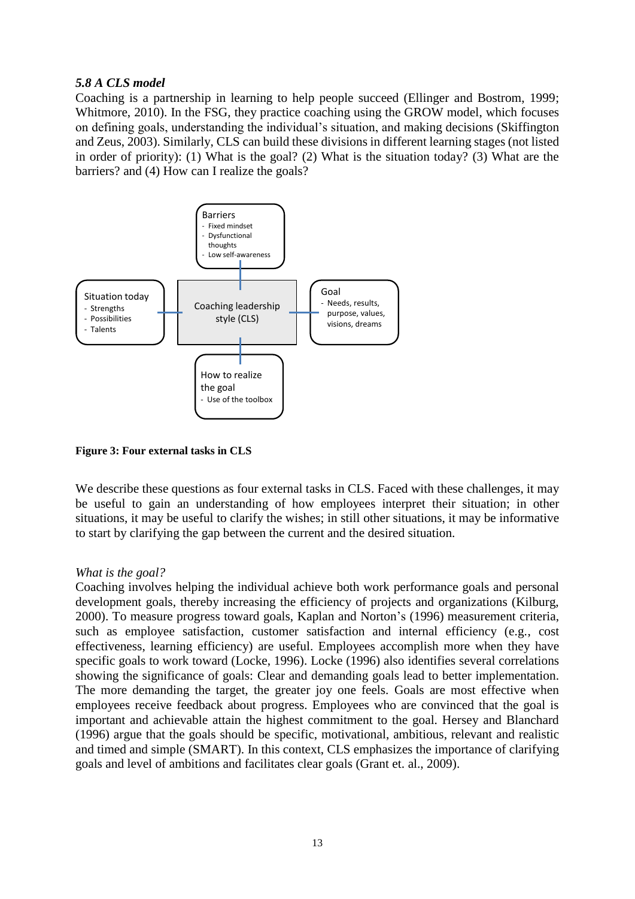### *5.8 A CLS model*

Coaching is a partnership in learning to help people succeed (Ellinger and Bostrom, 1999; Whitmore, 2010). In the FSG, they practice coaching using the GROW model, which focuses on defining goals, understanding the individual's situation, and making decisions (Skiffington and Zeus, 2003). Similarly, CLS can build these divisions in different learning stages (not listed in order of priority): (1) What is the goal? (2) What is the situation today? (3) What are the barriers? and (4) How can I realize the goals?

Barriers
- Fixed mindset
- Dysfunctional thoughts
- Low self-awareness

Situation today
- Strengths
- Possibilities
- Talents

Coaching leadership style (CLS)

Goal
- Needs, results, purpose, values, visions, dreams

How to realize the goal
- Use of the toolbox

**Figure 3: Four external tasks in CLS**

We describe these questions as four external tasks in CLS. Faced with these challenges, it may be useful to gain an understanding of how employees interpret their situation; in other situations, it may be useful to clarify the wishes; in still other situations, it may be informative to start by clarifying the gap between the current and the desired situation.

*What is the goal?*

Coaching involves helping the individual achieve both work performance goals and personal development goals, thereby increasing the efficiency of projects and organizations (Kilburg, 2000). To measure progress toward goals, Kaplan and Norton's (1996) measurement criteria, such as employee satisfaction, customer satisfaction and internal efficiency (e.g., cost effectiveness, learning efficiency) are useful. Employees accomplish more when they have specific goals to work toward (Locke, 1996). Locke (1996) also identifies several correlations showing the significance of goals: Clear and demanding goals lead to better implementation. The more demanding the target, the greater joy one feels. Goals are most effective when employees receive feedback about progress. Employees who are convinced that the goal is important and achievable attain the highest commitment to the goal. Hersey and Blanchard (1996) argue that the goals should be specific, motivational, ambitious, relevant and realistic and timed and simple (SMART). In this context, CLS emphasizes the importance of clarifying goals and level of ambitions and facilitates clear goals (Grant et. al., 2009).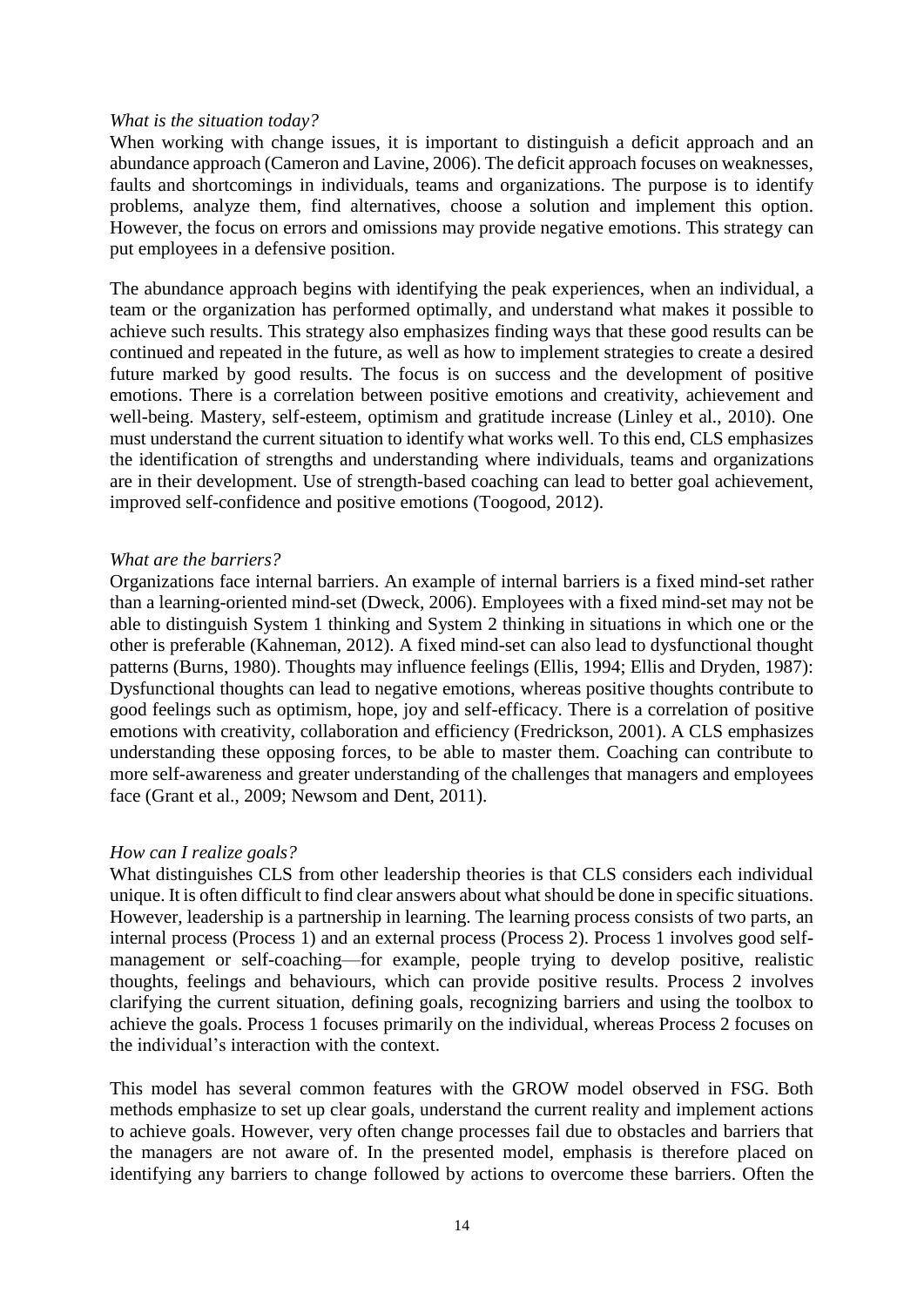*What is the situation today?*

When working with change issues, it is important to distinguish a deficit approach and an abundance approach (Cameron and Lavine, 2006). The deficit approach focuses on weaknesses, faults and shortcomings in individuals, teams and organizations. The purpose is to identify problems, analyze them, find alternatives, choose a solution and implement this option. However, the focus on errors and omissions may provide negative emotions. This strategy can put employees in a defensive position.

The abundance approach begins with identifying the peak experiences, when an individual, a team or the organization has performed optimally, and understand what makes it possible to achieve such results. This strategy also emphasizes finding ways that these good results can be continued and repeated in the future, as well as how to implement strategies to create a desired future marked by good results. The focus is on success and the development of positive emotions. There is a correlation between positive emotions and creativity, achievement and well-being. Mastery, self-esteem, optimism and gratitude increase (Linley et al., 2010). One must understand the current situation to identify what works well. To this end, CLS emphasizes the identification of strengths and understanding where individuals, teams and organizations are in their development. Use of strength-based coaching can lead to better goal achievement, improved self-confidence and positive emotions (Toogood, 2012).

*What are the barriers?*

Organizations face internal barriers. An example of internal barriers is a fixed mind-set rather than a learning-oriented mind-set (Dweck, 2006). Employees with a fixed mind-set may not be able to distinguish System 1 thinking and System 2 thinking in situations in which one or the other is preferable (Kahneman, 2012). A fixed mind-set can also lead to dysfunctional thought patterns (Burns, 1980). Thoughts may influence feelings (Ellis, 1994; Ellis and Dryden, 1987): Dysfunctional thoughts can lead to negative emotions, whereas positive thoughts contribute to good feelings such as optimism, hope, joy and self-efficacy. There is a correlation of positive emotions with creativity, collaboration and efficiency (Fredrickson, 2001). A CLS emphasizes understanding these opposing forces, to be able to master them. Coaching can contribute to more self-awareness and greater understanding of the challenges that managers and employees face (Grant et al., 2009; Newsom and Dent, 2011).

*How can I realize goals?*

What distinguishes CLS from other leadership theories is that CLS considers each individual unique. It is often difficult to find clear answers about what should be done in specific situations. However, leadership is a partnership in learning. The learning process consists of two parts, an internal process (Process 1) and an external process (Process 2). Process 1 involves good self-management or self-coaching—for example, people trying to develop positive, realistic thoughts, feelings and behaviours, which can provide positive results. Process 2 involves clarifying the current situation, defining goals, recognizing barriers and using the toolbox to achieve the goals. Process 1 focuses primarily on the individual, whereas Process 2 focuses on the individual's interaction with the context.

This model has several common features with the GROW model observed in FSG. Both methods emphasize to set up clear goals, understand the current reality and implement actions to achieve goals. However, very often change processes fail due to obstacles and barriers that the managers are not aware of. In the presented model, emphasis is therefore placed on identifying any barriers to change followed by actions to overcome these barriers. Often the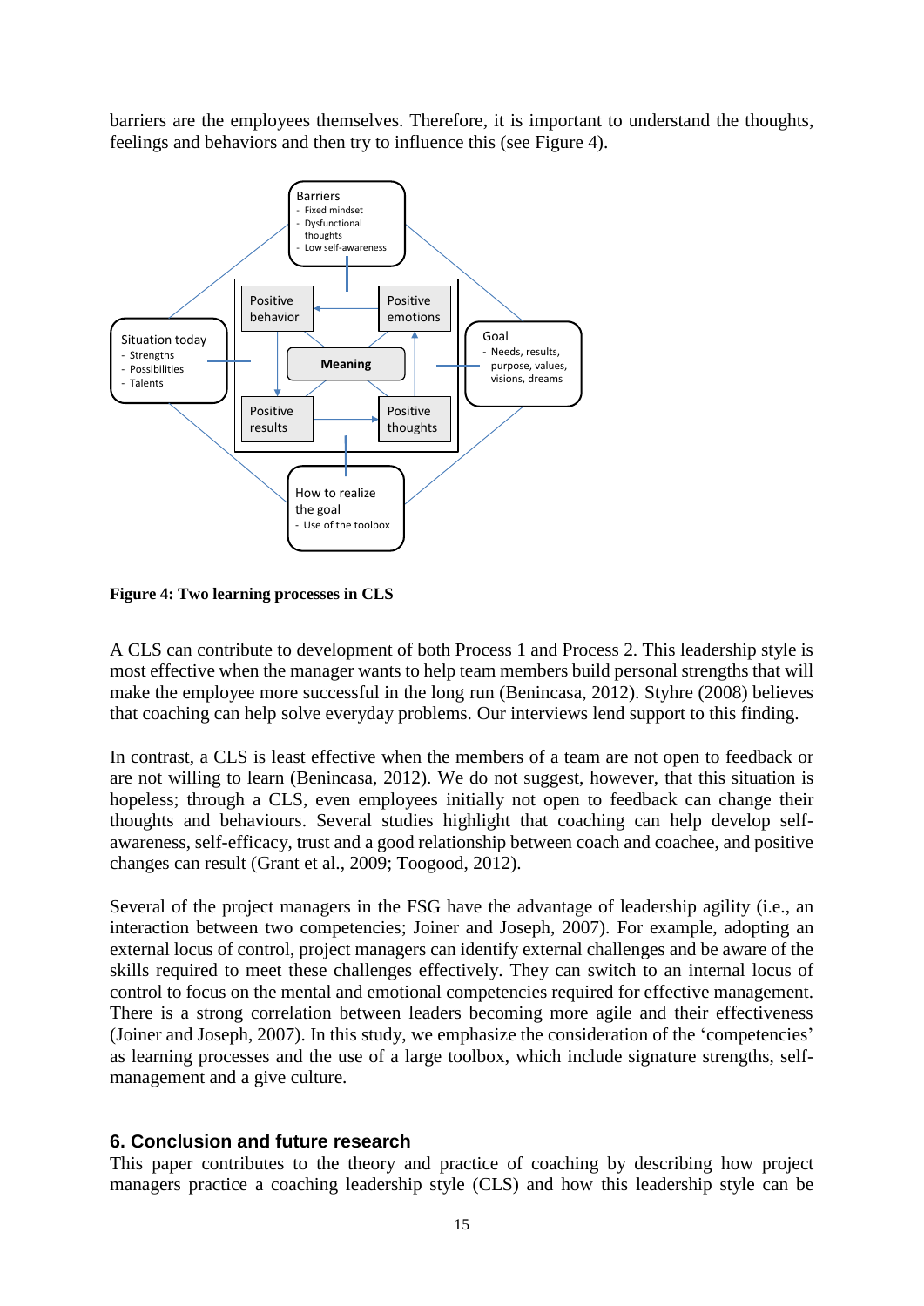barriers are the employees themselves. Therefore, it is important to understand the thoughts, feelings and behaviors and then try to influence this (see Figure 4).

**Figure 4: Two learning processes in CLS**

A CLS can contribute to development of both Process 1 and Process 2. This leadership style is most effective when the manager wants to help team members build personal strengths that will make the employee more successful in the long run (Benincasa, 2012). Styhre (2008) believes that coaching can help solve everyday problems. Our interviews lend support to this finding.

In contrast, a CLS is least effective when the members of a team are not open to feedback or are not willing to learn (Benincasa, 2012). We do not suggest, however, that this situation is hopeless; through a CLS, even employees initially not open to feedback can change their thoughts and behaviours. Several studies highlight that coaching can help develop self-awareness, self-efficacy, trust and a good relationship between coach and coachee, and positive changes can result (Grant et al., 2009; Toogood, 2012).

Several of the project managers in the FSG have the advantage of leadership agility (i.e., an interaction between two competencies; Joiner and Joseph, 2007). For example, adopting an external locus of control, project managers can identify external challenges and be aware of the skills required to meet these challenges effectively. They can switch to an internal locus of control to focus on the mental and emotional competencies required for effective management. There is a strong correlation between leaders becoming more agile and their effectiveness (Joiner and Joseph, 2007). In this study, we emphasize the consideration of the 'competencies' as learning processes and the use of a large toolbox, which include signature strengths, self-management and a give culture.

## 6. Conclusion and future research

This paper contributes to the theory and practice of coaching by describing how project managers practice a coaching leadership style (CLS) and how this leadership style can be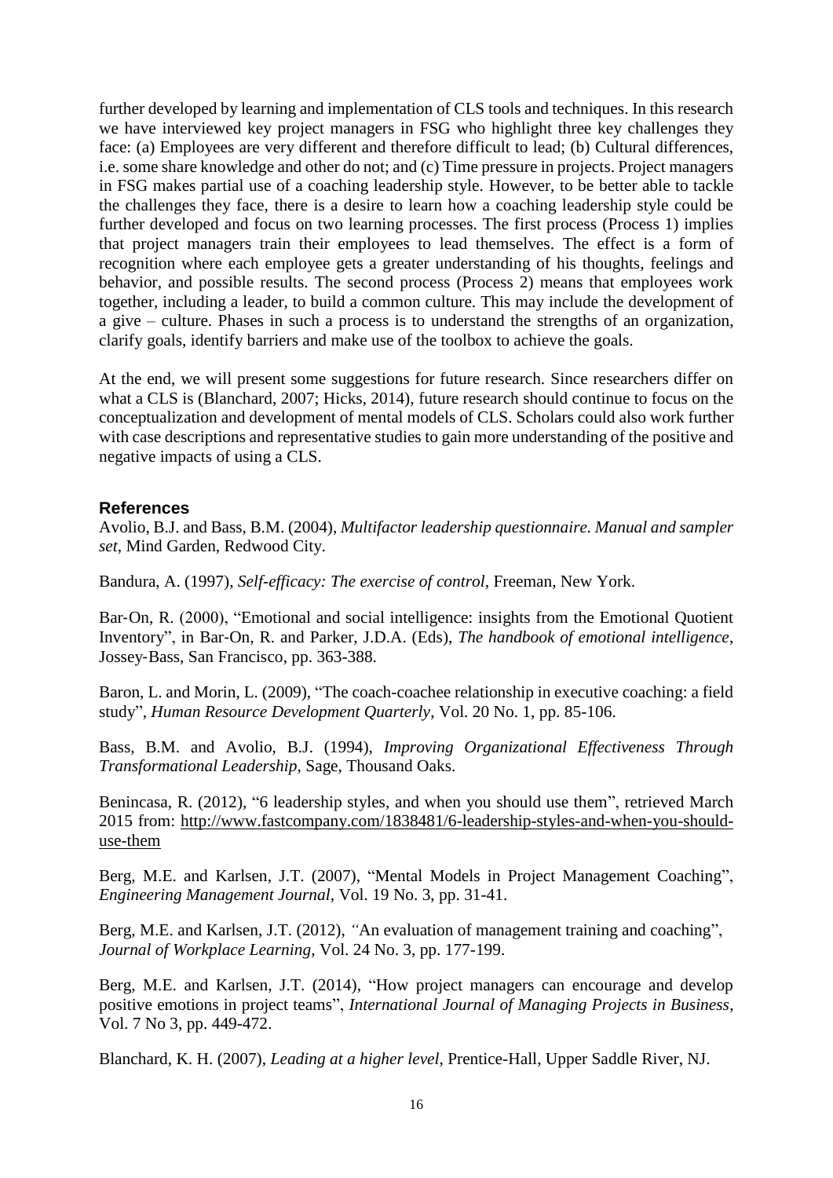further developed by learning and implementation of CLS tools and techniques. In this research we have interviewed key project managers in FSG who highlight three key challenges they face: (a) Employees are very different and therefore difficult to lead; (b) Cultural differences, i.e. some share knowledge and other do not; and (c) Time pressure in projects. Project managers in FSG makes partial use of a coaching leadership style. However, to be better able to tackle the challenges they face, there is a desire to learn how a coaching leadership style could be further developed and focus on two learning processes. The first process (Process 1) implies that project managers train their employees to lead themselves. The effect is a form of recognition where each employee gets a greater understanding of his thoughts, feelings and behavior, and possible results. The second process (Process 2) means that employees work together, including a leader, to build a common culture. This may include the development of a give – culture. Phases in such a process is to understand the strengths of an organization, clarify goals, identify barriers and make use of the toolbox to achieve the goals.

At the end, we will present some suggestions for future research. Since researchers differ on what a CLS is (Blanchard, 2007; Hicks, 2014), future research should continue to focus on the conceptualization and development of mental models of CLS. Scholars could also work further with case descriptions and representative studies to gain more understanding of the positive and negative impacts of using a CLS.

## References

Avolio, B.J. and Bass, B.M. (2004), *Multifactor leadership questionnaire. Manual and sampler set*, Mind Garden, Redwood City.

Bandura, A. (1997), *Self-efficacy: The exercise of control*, Freeman, New York.

Bar-On, R. (2000), "Emotional and social intelligence: insights from the Emotional Quotient Inventory", in Bar-On, R. and Parker, J.D.A. (Eds), *The handbook of emotional intelligence*, Jossey-Bass, San Francisco, pp. 363-388.

Baron, L. and Morin, L. (2009), "The coach-coachee relationship in executive coaching: a field study", *Human Resource Development Quarterly*, Vol. 20 No. 1, pp. 85-106.

Bass, B.M. and Avolio, B.J. (1994), *Improving Organizational Effectiveness Through Transformational Leadership*, Sage, Thousand Oaks.

Benincasa, R. (2012), "6 leadership styles, and when you should use them", retrieved March 2015 from: http://www.fastcompany.com/1838481/6-leadership-styles-and-when-you-should-use-them

Berg, M.E. and Karlsen, J.T. (2007), "Mental Models in Project Management Coaching", *Engineering Management Journal*, Vol. 19 No. 3, pp. 31-41.

Berg, M.E. and Karlsen, J.T. (2012), "An evaluation of management training and coaching", *Journal of Workplace Learning*, Vol. 24 No. 3, pp. 177-199.

Berg, M.E. and Karlsen, J.T. (2014), "How project managers can encourage and develop positive emotions in project teams", *International Journal of Managing Projects in Business*, Vol. 7 No 3, pp. 449-472.

Blanchard, K. H. (2007), *Leading at a higher level*, Prentice-Hall, Upper Saddle River, NJ.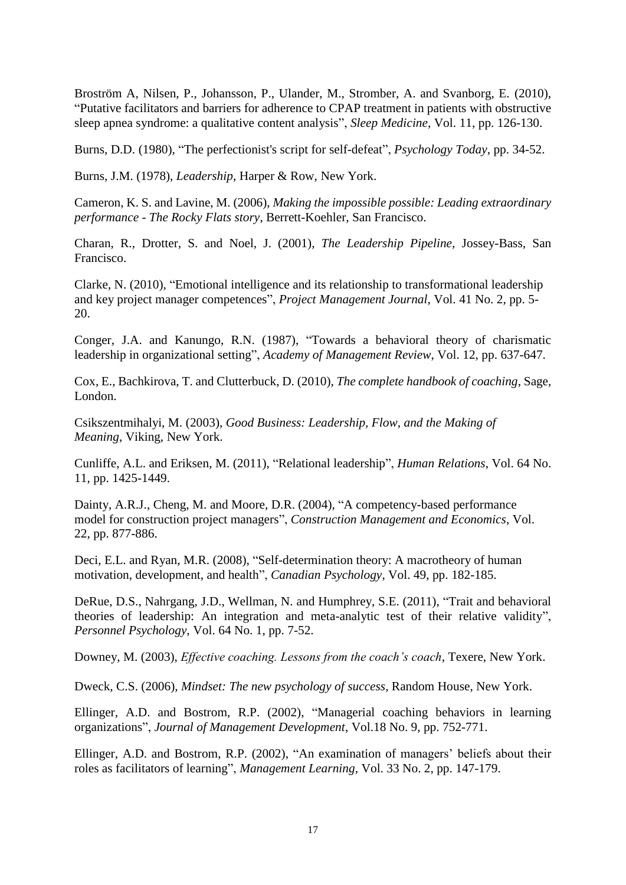Broström A, Nilsen, P., Johansson, P., Ulander, M., Stromber, A. and Svanborg, E. (2010), "Putative facilitators and barriers for adherence to CPAP treatment in patients with obstructive sleep apnea syndrome: a qualitative content analysis", *Sleep Medicine*, Vol. 11, pp. 126-130.

Burns, D.D. (1980), "The perfectionist's script for self-defeat", *Psychology Today*, pp. 34-52.

Burns, J.M. (1978), *Leadership*, Harper & Row, New York.

Cameron, K. S. and Lavine, M. (2006), *Making the impossible possible: Leading extraordinary performance - The Rocky Flats story*, Berrett-Koehler, San Francisco.

Charan, R., Drotter, S. and Noel, J. (2001), *The Leadership Pipeline*, Jossey-Bass, San Francisco.

Clarke, N. (2010), "Emotional intelligence and its relationship to transformational leadership and key project manager competences", *Project Management Journal*, Vol. 41 No. 2, pp. 5-20.

Conger, J.A. and Kanungo, R.N. (1987), "Towards a behavioral theory of charismatic leadership in organizational setting", *Academy of Management Review*, Vol. 12, pp. 637-647.

Cox, E., Bachkirova, T. and Clutterbuck, D. (2010), *The complete handbook of coaching*, Sage, London.

Csikszentmihalyi, M. (2003), *Good Business: Leadership, Flow, and the Making of Meaning*, Viking, New York.

Cunliffe, A.L. and Eriksen, M. (2011), "Relational leadership", *Human Relations*, Vol. 64 No. 11, pp. 1425-1449.

Dainty, A.R.J., Cheng, M. and Moore, D.R. (2004), "A competency-based performance model for construction project managers", *Construction Management and Economics*, Vol. 22, pp. 877-886.

Deci, E.L. and Ryan, M.R. (2008), "Self-determination theory: A macrotheory of human motivation, development, and health", *Canadian Psychology*, Vol. 49, pp. 182-185.

DeRue, D.S., Nahrgang, J.D., Wellman, N. and Humphrey, S.E. (2011), "Trait and behavioral theories of leadership: An integration and meta-analytic test of their relative validity", *Personnel Psychology*, Vol. 64 No. 1, pp. 7-52.

Downey, M. (2003), *Effective coaching. Lessons from the coach's coach*, Texere, New York.

Dweck, C.S. (2006), *Mindset: The new psychology of success*, Random House, New York.

Ellinger, A.D. and Bostrom, R.P. (2002), "Managerial coaching behaviors in learning organizations", *Journal of Management Development*, Vol.18 No. 9, pp. 752-771.

Ellinger, A.D. and Bostrom, R.P. (2002), "An examination of managers' beliefs about their roles as facilitators of learning", *Management Learning*, Vol. 33 No. 2, pp. 147-179.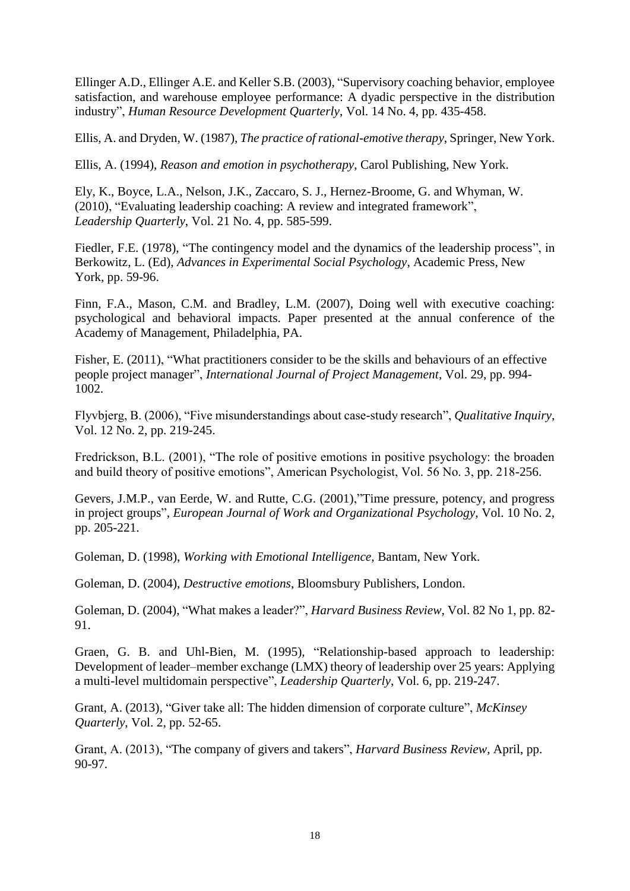Ellinger A.D., Ellinger A.E. and Keller S.B. (2003), "Supervisory coaching behavior, employee satisfaction, and warehouse employee performance: A dyadic perspective in the distribution industry", *Human Resource Development Quarterly*, Vol. 14 No. 4, pp. 435-458.

Ellis, A. and Dryden, W. (1987), *The practice of rational-emotive therapy*, Springer, New York.

Ellis, A. (1994), *Reason and emotion in psychotherapy*, Carol Publishing, New York.

Ely, K., Boyce, L.A., Nelson, J.K., Zaccaro, S. J., Hernez-Broome, G. and Whyman, W. (2010), "Evaluating leadership coaching: A review and integrated framework", *Leadership Quarterly*, Vol. 21 No. 4, pp. 585-599.

Fiedler, F.E. (1978), "The contingency model and the dynamics of the leadership process", in Berkowitz, L. (Ed), *Advances in Experimental Social Psychology*, Academic Press, New York, pp. 59-96.

Finn, F.A., Mason, C.M. and Bradley, L.M. (2007), Doing well with executive coaching: psychological and behavioral impacts. Paper presented at the annual conference of the Academy of Management, Philadelphia, PA.

Fisher, E. (2011), "What practitioners consider to be the skills and behaviours of an effective people project manager", *International Journal of Project Management*, Vol. 29, pp. 994-1002.

Flyvbjerg, B. (2006), "Five misunderstandings about case-study research", *Qualitative Inquiry*, Vol. 12 No. 2, pp. 219-245.

Fredrickson, B.L. (2001), "The role of positive emotions in positive psychology: the broaden and build theory of positive emotions", American Psychologist, Vol. 56 No. 3, pp. 218-256.

Gevers, J.M.P., van Eerde, W. and Rutte, C.G. (2001),"Time pressure, potency, and progress in project groups", *European Journal of Work and Organizational Psychology*, Vol. 10 No. 2, pp. 205-221.

Goleman, D. (1998), *Working with Emotional Intelligence*, Bantam, New York.

Goleman, D. (2004), *Destructive emotions*, Bloomsbury Publishers, London.

Goleman, D. (2004), "What makes a leader?", *Harvard Business Review*, Vol. 82 No 1, pp. 82-91.

Graen, G. B. and Uhl-Bien, M. (1995), "Relationship-based approach to leadership: Development of leader–member exchange (LMX) theory of leadership over 25 years: Applying a multi-level multidomain perspective", *Leadership Quarterly*, Vol. 6, pp. 219-247.

Grant, A. (2013), "Giver take all: The hidden dimension of corporate culture", *McKinsey Quarterly*, Vol. 2, pp. 52-65.

Grant, A. (2013), "The company of givers and takers", *Harvard Business Review*, April, pp. 90-97.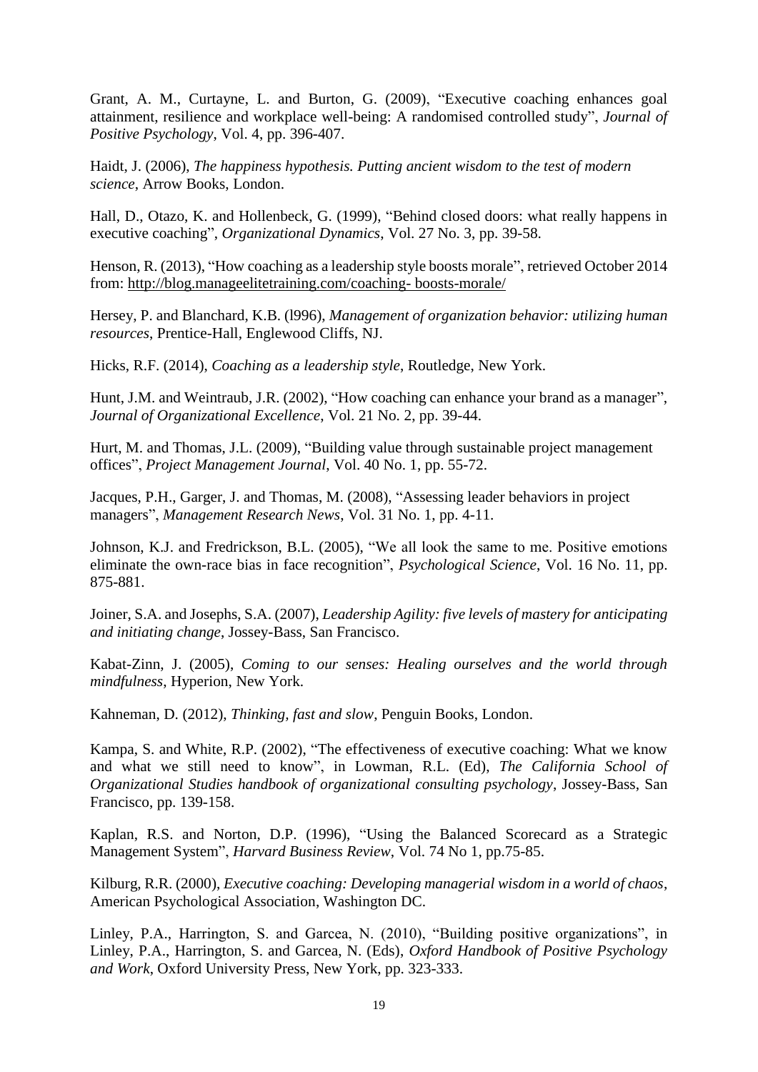Grant, A. M., Curtayne, L. and Burton, G. (2009), "Executive coaching enhances goal attainment, resilience and workplace well-being: A randomised controlled study", *Journal of Positive Psychology*, Vol. 4, pp. 396-407.

Haidt, J. (2006), *The happiness hypothesis. Putting ancient wisdom to the test of modern science*, Arrow Books, London.

Hall, D., Otazo, K. and Hollenbeck, G. (1999), "Behind closed doors: what really happens in executive coaching", *Organizational Dynamics*, Vol. 27 No. 3, pp. 39-58.

Henson, R. (2013), "How coaching as a leadership style boosts morale", retrieved October 2014 from: http://blog.manageelitetraining.com/coaching- boosts-morale/

Hersey, P. and Blanchard, K.B. (l996), *Management of organization behavior: utilizing human resources*, Prentice-Hall, Englewood Cliffs, NJ.

Hicks, R.F. (2014), *Coaching as a leadership style*, Routledge, New York.

Hunt, J.M. and Weintraub, J.R. (2002), "How coaching can enhance your brand as a manager", *Journal of Organizational Excellence*, Vol. 21 No. 2, pp. 39-44.

Hurt, M. and Thomas, J.L. (2009), "Building value through sustainable project management offices", *Project Management Journal*, Vol. 40 No. 1, pp. 55-72.

Jacques, P.H., Garger, J. and Thomas, M. (2008), "Assessing leader behaviors in project managers", *Management Research News*, Vol. 31 No. 1, pp. 4-11.

Johnson, K.J. and Fredrickson, B.L. (2005), "We all look the same to me. Positive emotions eliminate the own-race bias in face recognition", *Psychological Science*, Vol. 16 No. 11, pp. 875-881.

Joiner, S.A. and Josephs, S.A. (2007), *Leadership Agility: five levels of mastery for anticipating and initiating change*, Jossey-Bass, San Francisco.

Kabat-Zinn, J. (2005), *Coming to our senses: Healing ourselves and the world through mindfulness*, Hyperion, New York.

Kahneman, D. (2012), *Thinking, fast and slow*, Penguin Books, London.

Kampa, S. and White, R.P. (2002), "The effectiveness of executive coaching: What we know and what we still need to know", in Lowman, R.L. (Ed), *The California School of Organizational Studies handbook of organizational consulting psychology*, Jossey-Bass, San Francisco, pp. 139-158.

Kaplan, R.S. and Norton, D.P. (1996), "Using the Balanced Scorecard as a Strategic Management System", *Harvard Business Review*, Vol. 74 No 1, pp.75-85.

Kilburg, R.R. (2000), *Executive coaching: Developing managerial wisdom in a world of chaos*, American Psychological Association, Washington DC.

Linley, P.A., Harrington, S. and Garcea, N. (2010), "Building positive organizations", in Linley, P.A., Harrington, S. and Garcea, N. (Eds), *Oxford Handbook of Positive Psychology and Work*, Oxford University Press, New York, pp. 323-333.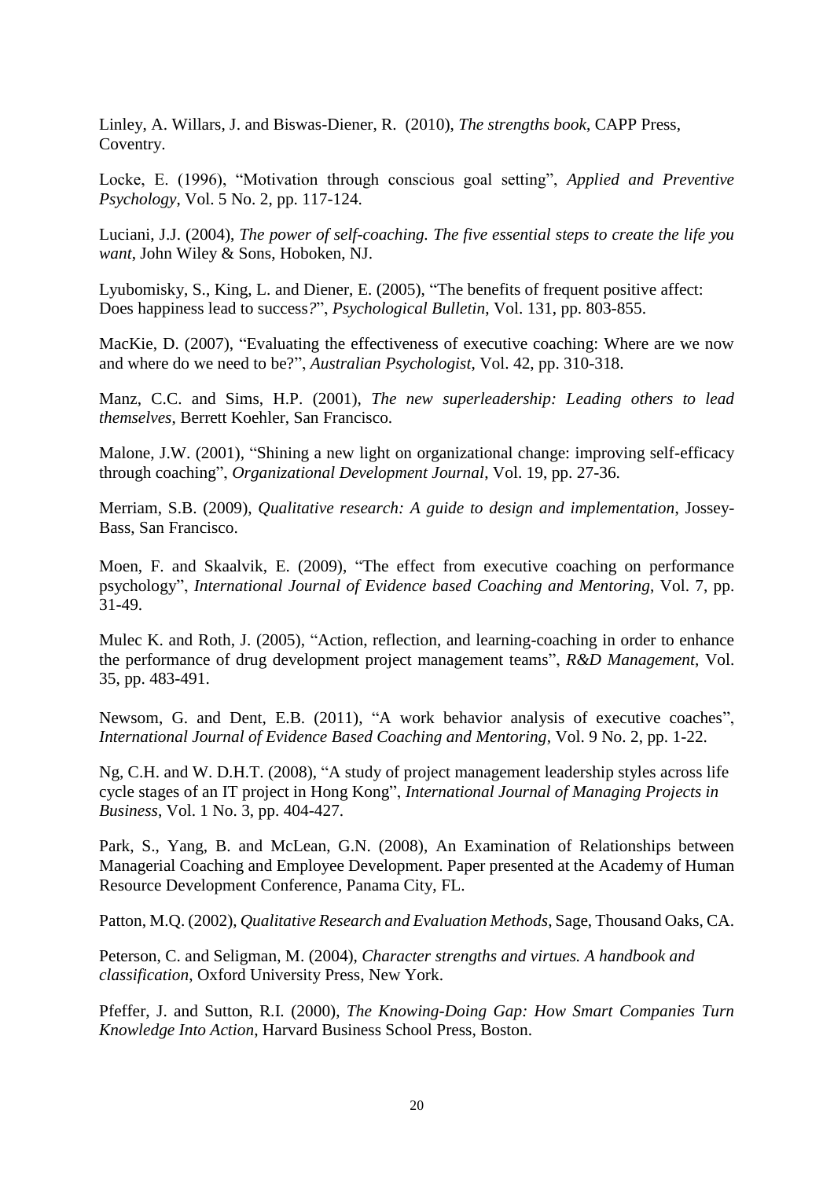Linley, A. Willars, J. and Biswas-Diener, R. (2010), *The strengths book*, CAPP Press, Coventry.

Locke, E. (1996), "Motivation through conscious goal setting", *Applied and Preventive Psychology*, Vol. 5 No. 2, pp. 117-124.

Luciani, J.J. (2004), *The power of self-coaching. The five essential steps to create the life you want*, John Wiley & Sons, Hoboken, NJ.

Lyubomisky, S., King, L. and Diener, E. (2005), "The benefits of frequent positive affect: Does happiness lead to success?", *Psychological Bulletin*, Vol. 131, pp. 803-855.

MacKie, D. (2007), "Evaluating the effectiveness of executive coaching: Where are we now and where do we need to be?", *Australian Psychologist*, Vol. 42, pp. 310-318.

Manz, C.C. and Sims, H.P. (2001), *The new superleadership: Leading others to lead themselves*, Berrett Koehler, San Francisco.

Malone, J.W. (2001), "Shining a new light on organizational change: improving self-efficacy through coaching", *Organizational Development Journal*, Vol. 19, pp. 27-36.

Merriam, S.B. (2009), *Qualitative research: A guide to design and implementation*, Jossey-Bass, San Francisco.

Moen, F. and Skaalvik, E. (2009), "The effect from executive coaching on performance psychology", *International Journal of Evidence based Coaching and Mentoring*, Vol. 7, pp. 31-49.

Mulec K. and Roth, J. (2005), "Action, reflection, and learning-coaching in order to enhance the performance of drug development project management teams", *R&D Management*, Vol. 35, pp. 483-491.

Newsom, G. and Dent, E.B. (2011), "A work behavior analysis of executive coaches", *International Journal of Evidence Based Coaching and Mentoring*, Vol. 9 No. 2, pp. 1-22.

Ng, C.H. and W. D.H.T. (2008), "A study of project management leadership styles across life cycle stages of an IT project in Hong Kong", *International Journal of Managing Projects in Business*, Vol. 1 No. 3, pp. 404-427.

Park, S., Yang, B. and McLean, G.N. (2008), An Examination of Relationships between Managerial Coaching and Employee Development. Paper presented at the Academy of Human Resource Development Conference, Panama City, FL.

Patton, M.Q. (2002), *Qualitative Research and Evaluation Methods*, Sage, Thousand Oaks, CA.

Peterson, C. and Seligman, M. (2004), *Character strengths and virtues. A handbook and classification*, Oxford University Press, New York.

Pfeffer, J. and Sutton, R.I. (2000), *The Knowing-Doing Gap: How Smart Companies Turn Knowledge Into Action*, Harvard Business School Press, Boston.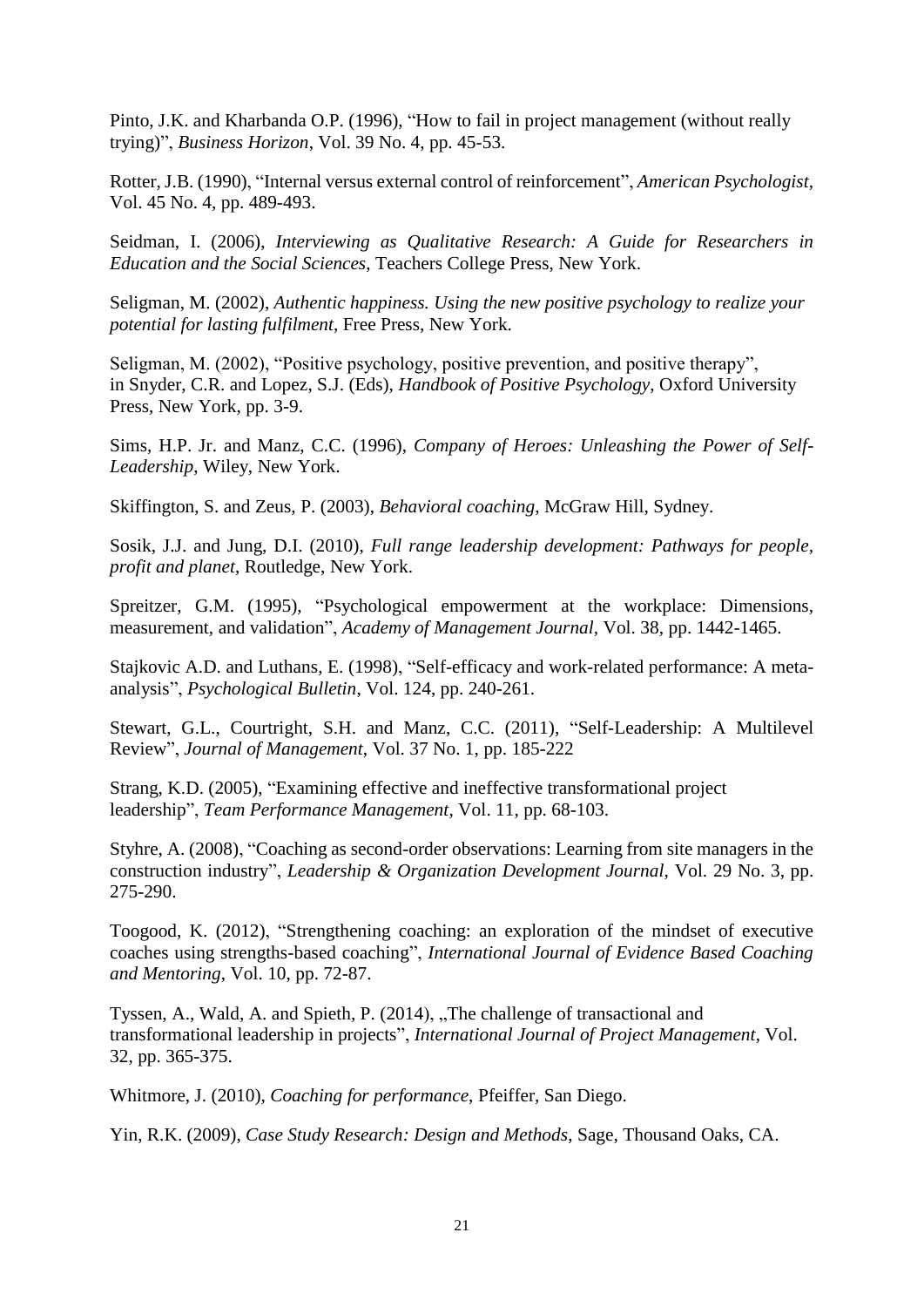Pinto, J.K. and Kharbanda O.P. (1996), “How to fail in project management (without really trying)”, *Business Horizon*, Vol. 39 No. 4, pp. 45-53.

Rotter, J.B. (1990), “Internal versus external control of reinforcement”, *American Psychologist*, Vol. 45 No. 4, pp. 489-493.

Seidman, I. (2006), *Interviewing as Qualitative Research: A Guide for Researchers in Education and the Social Sciences*, Teachers College Press, New York.

Seligman, M. (2002), *Authentic happiness. Using the new positive psychology to realize your potential for lasting fulfilment*, Free Press, New York.

Seligman, M. (2002), “Positive psychology, positive prevention, and positive therapy”, in Snyder, C.R. and Lopez, S.J. (Eds), *Handbook of Positive Psychology*, Oxford University Press, New York, pp. 3-9.

Sims, H.P. Jr. and Manz, C.C. (1996), *Company of Heroes: Unleashing the Power of Self-Leadership*, Wiley, New York.

Skiffington, S. and Zeus, P. (2003), *Behavioral coaching*, McGraw Hill, Sydney.

Sosik, J.J. and Jung, D.I. (2010), *Full range leadership development: Pathways for people, profit and planet*, Routledge, New York.

Spreitzer, G.M. (1995), “Psychological empowerment at the workplace: Dimensions, measurement, and validation”, *Academy of Management Journal*, Vol. 38, pp. 1442-1465.

Stajkovic A.D. and Luthans, E. (1998), “Self-efficacy and work-related performance: A meta-analysis”, *Psychological Bulletin*, Vol. 124, pp. 240-261.

Stewart, G.L., Courtright, S.H. and Manz, C.C. (2011), “Self-Leadership: A Multilevel Review”, *Journal of Management*, Vol. 37 No. 1, pp. 185-222

Strang, K.D. (2005), “Examining effective and ineffective transformational project leadership”, *Team Performance Management*, Vol. 11, pp. 68-103.

Styhre, A. (2008), “Coaching as second-order observations: Learning from site managers in the construction industry”, *Leadership & Organization Development Journal*, Vol. 29 No. 3, pp. 275-290.

Toogood, K. (2012), “Strengthening coaching: an exploration of the mindset of executive coaches using strengths-based coaching”, *International Journal of Evidence Based Coaching and Mentoring*, Vol. 10, pp. 72-87.

Tyssen, A., Wald, A. and Spieth, P. (2014), „The challenge of transactional and transformational leadership in projects”, *International Journal of Project Management*, Vol. 32, pp. 365-375.

Whitmore, J. (2010), *Coaching for performance*, Pfeiffer, San Diego.

Yin, R.K. (2009), *Case Study Research: Design and Methods*, Sage, Thousand Oaks, CA.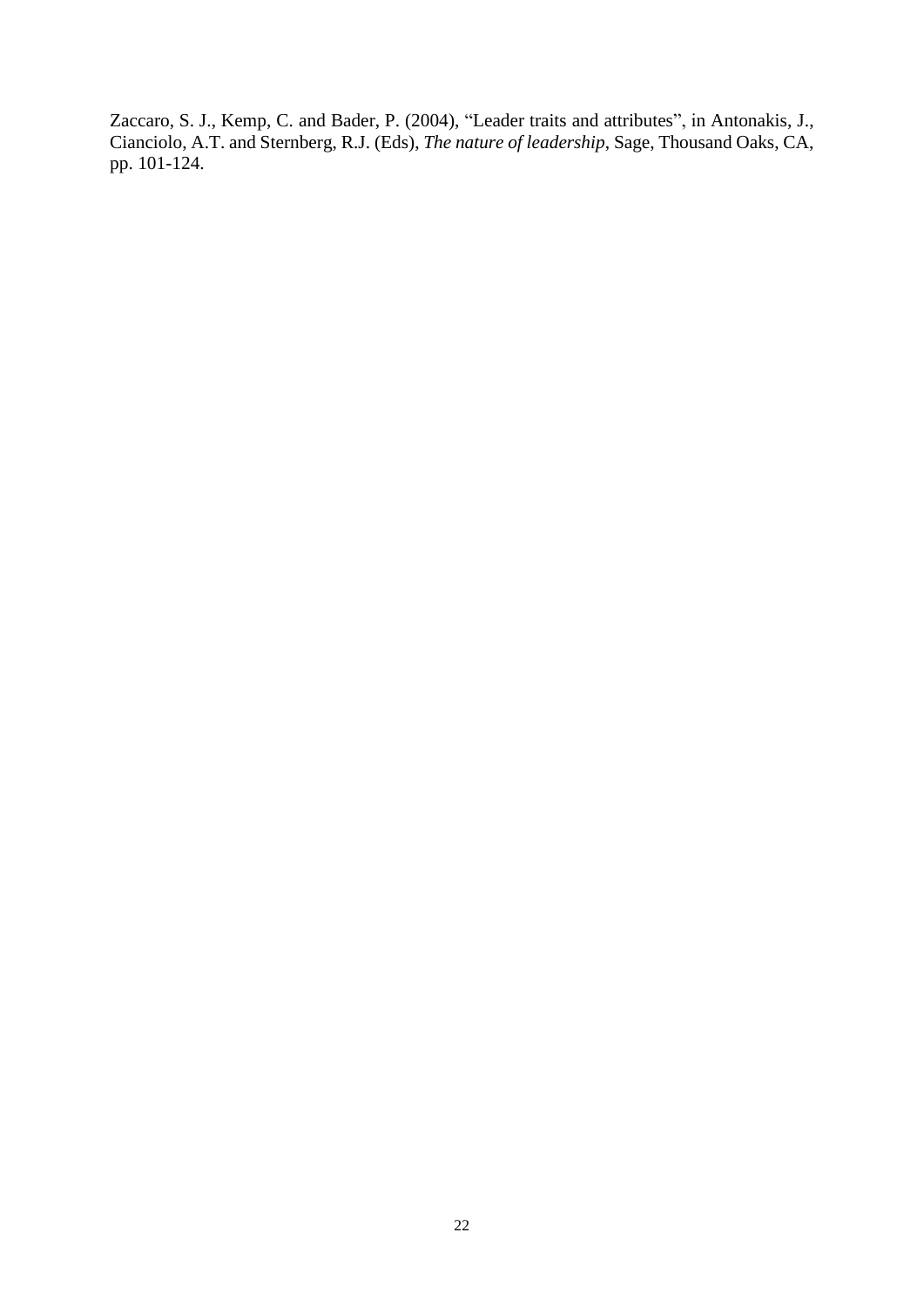Zaccaro, S. J., Kemp, C. and Bader, P. (2004), “Leader traits and attributes”, in Antonakis, J., Cianciolo, A.T. and Sternberg, R.J. (Eds), *The nature of leadership*, Sage, Thousand Oaks, CA, pp. 101-124.